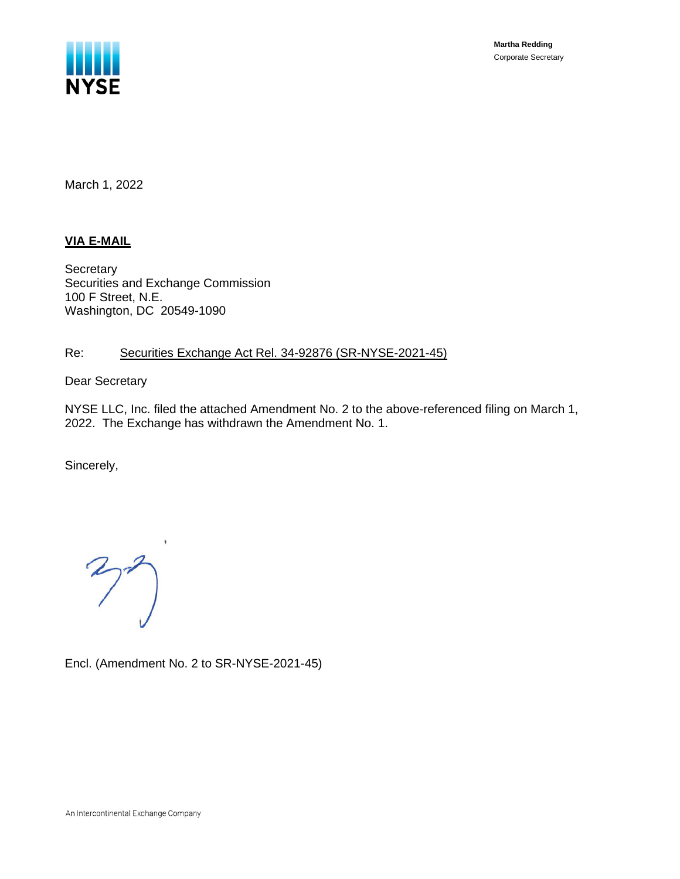**Martha Redding**
Corporate Secretary

March 1, 2022

**VIA E-MAIL**

Secretary
Securities and Exchange Commission
100 F Street, N.E.
Washington, DC 20549-1090

Re: Securities Exchange Act Rel. 34-92876 (SR-NYSE-2021-45)

Dear Secretary

NYSE LLC, Inc. filed the attached Amendment No. 2 to the above-referenced filing on March 1, 2022. The Exchange has withdrawn the Amendment No. 1.

Sincerely,

Encl. (Amendment No. 2 to SR-NYSE-2021-45)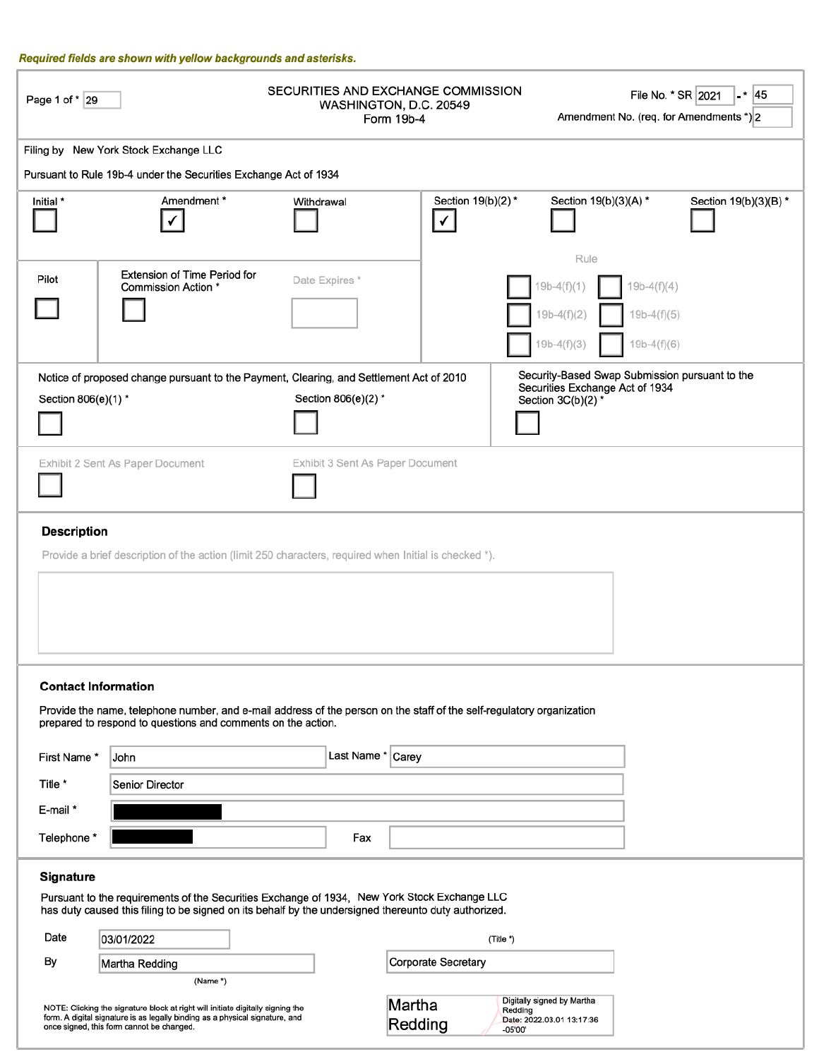*Required fields are shown with yellow backgrounds and asterisks.*

Page 1 of * 29

SECURITIES AND EXCHANGE COMMISSION
WASHINGTON, D.C. 20549
Form 19b-4

File No. * SR 2021 - * 45
Amendment No. (req. for Amendments *) 2

Filing by New York Stock Exchange LLC

Pursuant to Rule 19b-4 under the Securities Exchange Act of 1934

| Initial * | Amendment * | Withdrawal | Section 19(b)(2) * | Section 19(b)(3)(A) * | Section 19(b)(3)(B) * |
|---|---|---|---|---|---|
| ☐ | ☑ | ☐ | ☑ | ☐ | ☐ |

| Pilot | Extension of Time Period for Commission Action * | Date Expires * |
|---|---|---|
| ☐ | ☐ | |

Rule

| | |
|---|---|
| ☐ 19b-4(f)(1) | ☐ 19b-4(f)(4) |
| ☐ 19b-4(f)(2) | ☐ 19b-4(f)(5) |
| ☐ 19b-4(f)(3) | ☐ 19b-4(f)(6) |

Notice of proposed change pursuant to the Payment, Clearing, and Settlement Act of 2010

| Section 806(e)(1) * | Section 806(e)(2) * |
|---|---|
| ☐ | ☐ |

Security-Based Swap Submission pursuant to the Securities Exchange Act of 1934
Section 3C(b)(2) * ☐

| Exhibit 2 Sent As Paper Document | Exhibit 3 Sent As Paper Document |
|---|---|
| ☐ | ☐ |

## Description

Provide a brief description of the action (limit 250 characters, required when Initial is checked *).

## Contact Information

Provide the name, telephone number, and e-mail address of the person on the staff of the self-regulatory organization prepared to respond to questions and comments on the action.

| | | | |
|---|---|---|---|
| First Name * | John | Last Name * | Carey |
| Title * | Senior Director | | |
| E-mail * | [redacted] | | |
| Telephone * | [redacted] | Fax | |

## Signature

Pursuant to the requirements of the Securities Exchange of 1934, New York Stock Exchange LLC has duty caused this filing to be signed on its behalf by the undersigned thereunto duty authorized.

| | | |
|---|---|---|
| Date | 03/01/2022 | (Title *) |
| By | Martha Redding (Name *) | Corporate Secretary |

NOTE: Clicking the signature block at right will initiate digitally signing the form. A digital signature is as legally binding as a physical signature, and once signed, this form cannot be changed.

Martha Redding — Digitally signed by Martha Redding
Date: 2022.03.01 13:17:36 -05'00'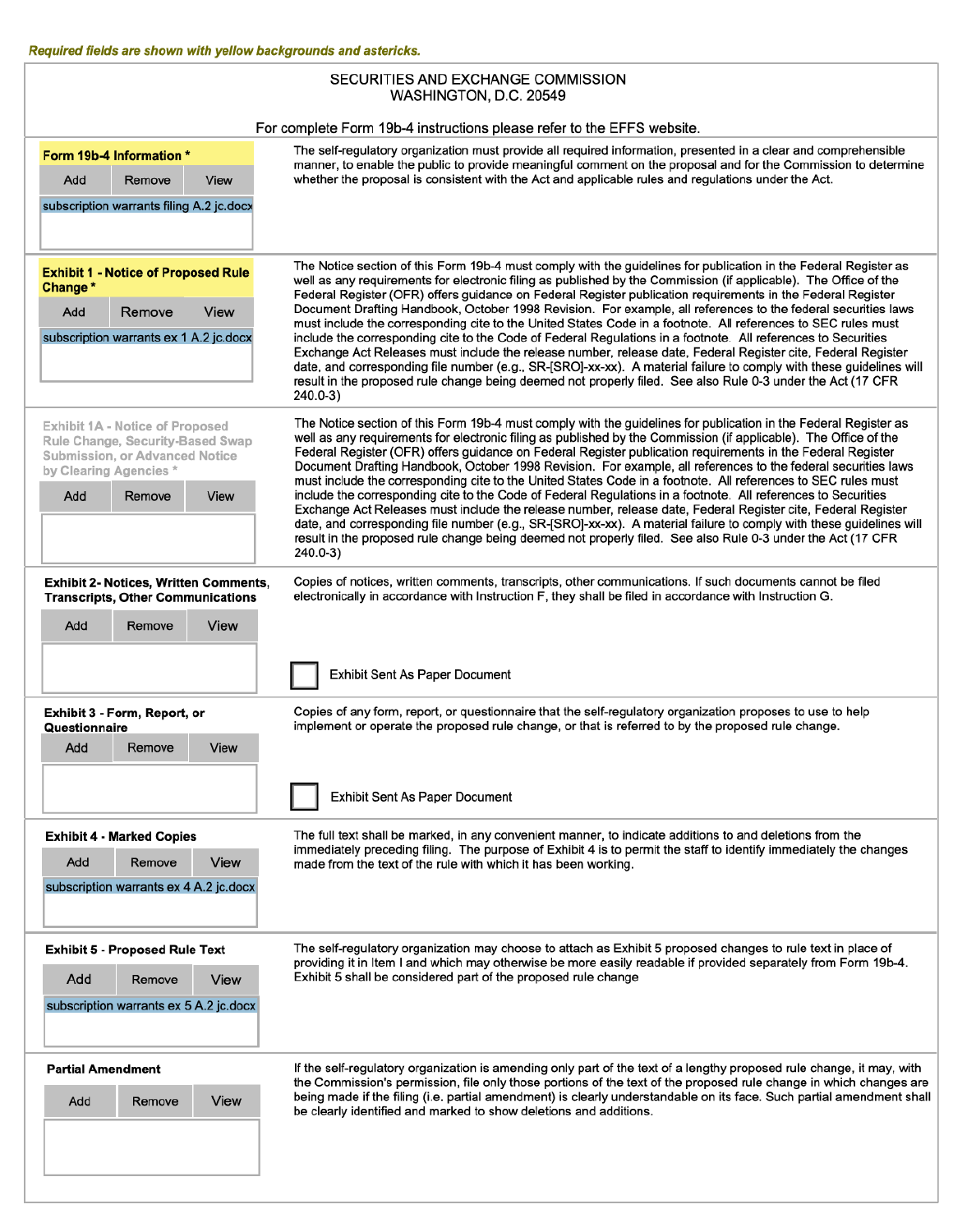*Required fields are shown with yellow backgrounds and asterisks.*

SECURITIES AND EXCHANGE COMMISSION
WASHINGTON, D.C. 20549

For complete Form 19b-4 instructions please refer to the EFFS website.

| Section | Description |
|---|---|
| **Form 19b-4 Information** * <br> Add / Remove / View <br> subscription warrants filing A.2 jc.docx | The self-regulatory organization must provide all required information, presented in a clear and comprehensible manner, to enable the public to provide meaningful comment on the proposal and for the Commission to determine whether the proposal is consistent with the Act and applicable rules and regulations under the Act. |
| **Exhibit 1 - Notice of Proposed Rule Change** * <br> Add / Remove / View <br> subscription warrants ex 1 A.2 jc.docx | The Notice section of this Form 19b-4 must comply with the guidelines for publication in the Federal Register as well as any requirements for electronic filing as published by the Commission (if applicable). The Office of the Federal Register (OFR) offers guidance on Federal Register publication requirements in the Federal Register Document Drafting Handbook, October 1998 Revision. For example, all references to the federal securities laws must include the corresponding cite to the United States Code in a footnote. All references to SEC rules must include the corresponding cite to the Code of Federal Regulations in a footnote. All references to Securities Exchange Act Releases must include the release number, release date, Federal Register cite, Federal Register date, and corresponding file number (e.g., SR-[SRO]-xx-xx). A material failure to comply with these guidelines will result in the proposed rule change being deemed not properly filed. See also Rule 0-3 under the Act (17 CFR 240.0-3) |
| Exhibit 1A - Notice of Proposed Rule Change, Security-Based Swap Submission, or Advanced Notice by Clearing Agencies * <br> Add / Remove / View | The Notice section of this Form 19b-4 must comply with the guidelines for publication in the Federal Register as well as any requirements for electronic filing as published by the Commission (if applicable). The Office of the Federal Register (OFR) offers guidance on Federal Register publication requirements in the Federal Register Document Drafting Handbook, October 1998 Revision. For example, all references to the federal securities laws must include the corresponding cite to the United States Code in a footnote. All references to SEC rules must include the corresponding cite to the Code of Federal Regulations in a footnote. All references to Securities Exchange Act Releases must include the release number, release date, Federal Register cite, Federal Register date, and corresponding file number (e.g., SR-[SRO]-xx-xx). A material failure to comply with these guidelines will result in the proposed rule change being deemed not properly filed. See also Rule 0-3 under the Act (17 CFR 240.0-3) |
| **Exhibit 2- Notices, Written Comments, Transcripts, Other Communications** <br> Add / Remove / View | Copies of notices, written comments, transcripts, other communications. If such documents cannot be filed electronically in accordance with Instruction F, they shall be filed in accordance with Instruction G. <br> ☐ Exhibit Sent As Paper Document |
| **Exhibit 3 - Form, Report, or Questionnaire** <br> Add / Remove / View | Copies of any form, report, or questionnaire that the self-regulatory organization proposes to use to help implement or operate the proposed rule change, or that is referred to by the proposed rule change. <br> ☐ Exhibit Sent As Paper Document |
| **Exhibit 4 - Marked Copies** <br> Add / Remove / View <br> subscription warrants ex 4 A.2 jc.docx | The full text shall be marked, in any convenient manner, to indicate additions to and deletions from the immediately preceding filing. The purpose of Exhibit 4 is to permit the staff to identify immediately the changes made from the text of the rule with which it has been working. |
| **Exhibit 5 - Proposed Rule Text** <br> Add / Remove / View <br> subscription warrants ex 5 A.2 jc.docx | The self-regulatory organization may choose to attach as Exhibit 5 proposed changes to rule text in place of providing it in Item I and which may otherwise be more easily readable if provided separately from Form 19b-4. Exhibit 5 shall be considered part of the proposed rule change |
| **Partial Amendment** <br> Add / Remove / View | If the self-regulatory organization is amending only part of the text of a lengthy proposed rule change, it may, with the Commission's permission, file only those portions of the text of the proposed rule change in which changes are being made if the filing (i.e. partial amendment) is clearly understandable on its face. Such partial amendment shall be clearly identified and marked to show deletions and additions. |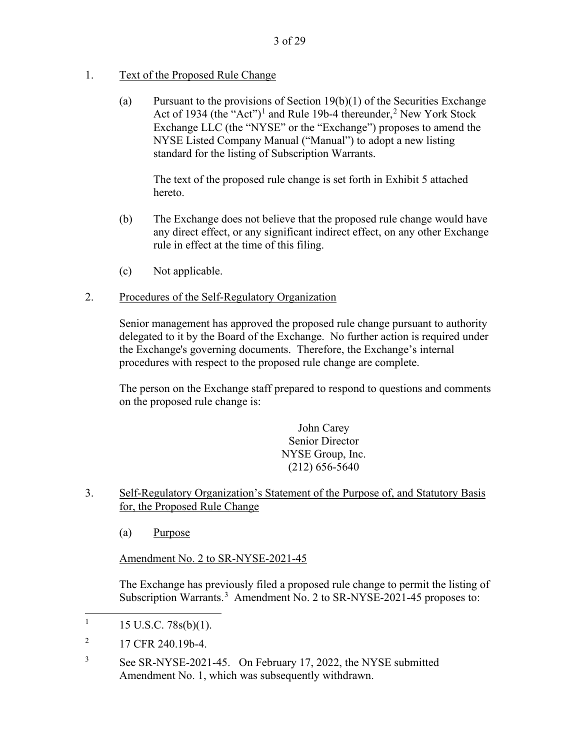1. Text of the Proposed Rule Change

   (a) Pursuant to the provisions of Section 19(b)(1) of the Securities Exchange Act of 1934 (the "Act")[1] and Rule 19b-4 thereunder,[2] New York Stock Exchange LLC (the "NYSE" or the "Exchange") proposes to amend the NYSE Listed Company Manual ("Manual") to adopt a new listing standard for the listing of Subscription Warrants.

   The text of the proposed rule change is set forth in Exhibit 5 attached hereto.

   (b) The Exchange does not believe that the proposed rule change would have any direct effect, or any significant indirect effect, on any other Exchange rule in effect at the time of this filing.

   (c) Not applicable.

2. Procedures of the Self-Regulatory Organization

   Senior management has approved the proposed rule change pursuant to authority delegated to it by the Board of the Exchange. No further action is required under the Exchange's governing documents. Therefore, the Exchange's internal procedures with respect to the proposed rule change are complete.

   The person on the Exchange staff prepared to respond to questions and comments on the proposed rule change is:

   John Carey
   Senior Director
   NYSE Group, Inc.
   (212) 656-5640

3. Self-Regulatory Organization's Statement of the Purpose of, and Statutory Basis for, the Proposed Rule Change

   (a) Purpose

   Amendment No. 2 to SR-NYSE-2021-45

   The Exchange has previously filed a proposed rule change to permit the listing of Subscription Warrants.[3] Amendment No. 2 to SR-NYSE-2021-45 proposes to:

---

[1] 15 U.S.C. 78s(b)(1).

[2] 17 CFR 240.19b-4.

[3] See SR-NYSE-2021-45. On February 17, 2022, the NYSE submitted Amendment No. 1, which was subsequently withdrawn.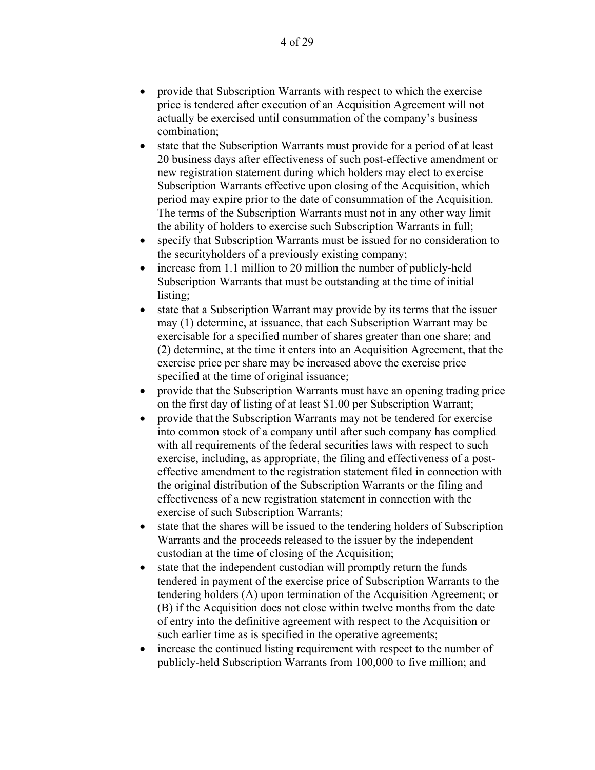- provide that Subscription Warrants with respect to which the exercise price is tendered after execution of an Acquisition Agreement will not actually be exercised until consummation of the company's business combination;
- state that the Subscription Warrants must provide for a period of at least 20 business days after effectiveness of such post-effective amendment or new registration statement during which holders may elect to exercise Subscription Warrants effective upon closing of the Acquisition, which period may expire prior to the date of consummation of the Acquisition. The terms of the Subscription Warrants must not in any other way limit the ability of holders to exercise such Subscription Warrants in full;
- specify that Subscription Warrants must be issued for no consideration to the securityholders of a previously existing company;
- increase from 1.1 million to 20 million the number of publicly-held Subscription Warrants that must be outstanding at the time of initial listing;
- state that a Subscription Warrant may provide by its terms that the issuer may (1) determine, at issuance, that each Subscription Warrant may be exercisable for a specified number of shares greater than one share; and (2) determine, at the time it enters into an Acquisition Agreement, that the exercise price per share may be increased above the exercise price specified at the time of original issuance;
- provide that the Subscription Warrants must have an opening trading price on the first day of listing of at least $1.00 per Subscription Warrant;
- provide that the Subscription Warrants may not be tendered for exercise into common stock of a company until after such company has complied with all requirements of the federal securities laws with respect to such exercise, including, as appropriate, the filing and effectiveness of a post-effective amendment to the registration statement filed in connection with the original distribution of the Subscription Warrants or the filing and effectiveness of a new registration statement in connection with the exercise of such Subscription Warrants;
- state that the shares will be issued to the tendering holders of Subscription Warrants and the proceeds released to the issuer by the independent custodian at the time of closing of the Acquisition;
- state that the independent custodian will promptly return the funds tendered in payment of the exercise price of Subscription Warrants to the tendering holders (A) upon termination of the Acquisition Agreement; or (B) if the Acquisition does not close within twelve months from the date of entry into the definitive agreement with respect to the Acquisition or such earlier time as is specified in the operative agreements;
- increase the continued listing requirement with respect to the number of publicly-held Subscription Warrants from 100,000 to five million; and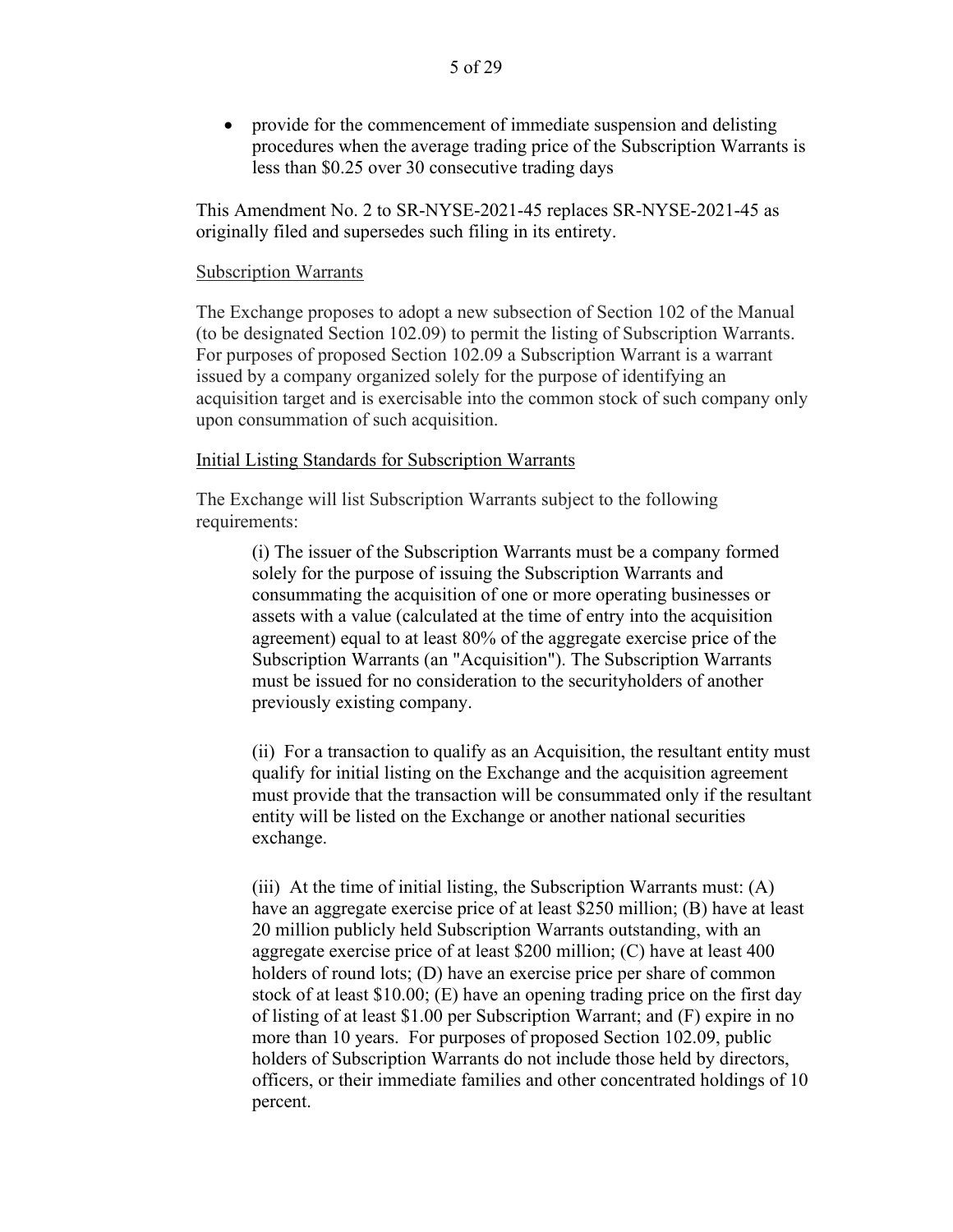- provide for the commencement of immediate suspension and delisting procedures when the average trading price of the Subscription Warrants is less than $0.25 over 30 consecutive trading days

This Amendment No. 2 to SR-NYSE-2021-45 replaces SR-NYSE-2021-45 as originally filed and supersedes such filing in its entirety.

Subscription Warrants

The Exchange proposes to adopt a new subsection of Section 102 of the Manual (to be designated Section 102.09) to permit the listing of Subscription Warrants. For purposes of proposed Section 102.09 a Subscription Warrant is a warrant issued by a company organized solely for the purpose of identifying an acquisition target and is exercisable into the common stock of such company only upon consummation of such acquisition.

Initial Listing Standards for Subscription Warrants

The Exchange will list Subscription Warrants subject to the following requirements:

> (i) The issuer of the Subscription Warrants must be a company formed solely for the purpose of issuing the Subscription Warrants and consummating the acquisition of one or more operating businesses or assets with a value (calculated at the time of entry into the acquisition agreement) equal to at least 80% of the aggregate exercise price of the Subscription Warrants (an "Acquisition"). The Subscription Warrants must be issued for no consideration to the securityholders of another previously existing company.
>
> (ii) For a transaction to qualify as an Acquisition, the resultant entity must qualify for initial listing on the Exchange and the acquisition agreement must provide that the transaction will be consummated only if the resultant entity will be listed on the Exchange or another national securities exchange.
>
> (iii) At the time of initial listing, the Subscription Warrants must: (A) have an aggregate exercise price of at least $250 million; (B) have at least 20 million publicly held Subscription Warrants outstanding, with an aggregate exercise price of at least $200 million; (C) have at least 400 holders of round lots; (D) have an exercise price per share of common stock of at least $10.00; (E) have an opening trading price on the first day of listing of at least $1.00 per Subscription Warrant; and (F) expire in no more than 10 years. For purposes of proposed Section 102.09, public holders of Subscription Warrants do not include those held by directors, officers, or their immediate families and other concentrated holdings of 10 percent.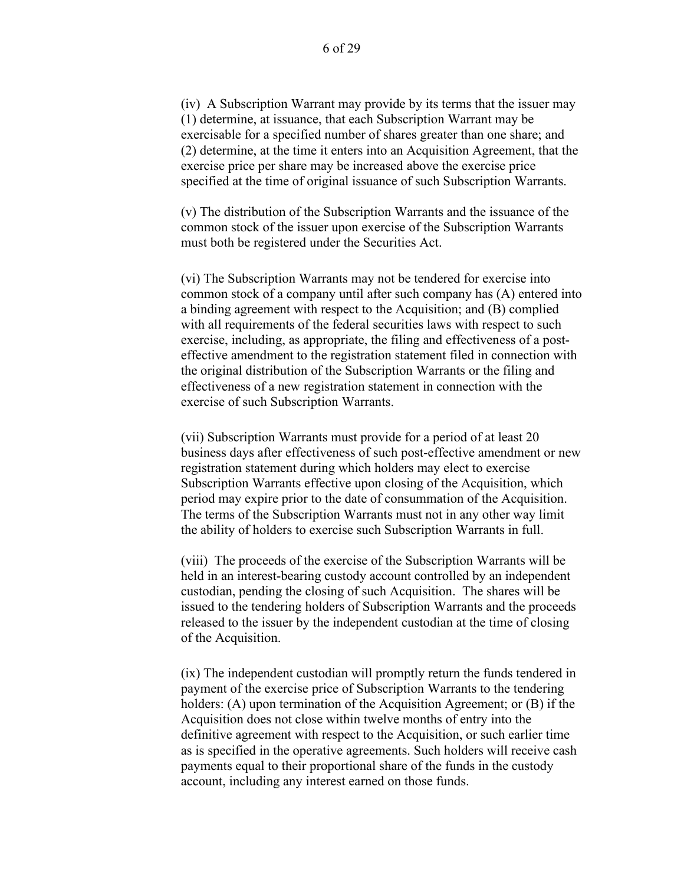(iv) A Subscription Warrant may provide by its terms that the issuer may (1) determine, at issuance, that each Subscription Warrant may be exercisable for a specified number of shares greater than one share; and (2) determine, at the time it enters into an Acquisition Agreement, that the exercise price per share may be increased above the exercise price specified at the time of original issuance of such Subscription Warrants.

(v) The distribution of the Subscription Warrants and the issuance of the common stock of the issuer upon exercise of the Subscription Warrants must both be registered under the Securities Act.

(vi) The Subscription Warrants may not be tendered for exercise into common stock of a company until after such company has (A) entered into a binding agreement with respect to the Acquisition; and (B) complied with all requirements of the federal securities laws with respect to such exercise, including, as appropriate, the filing and effectiveness of a post-effective amendment to the registration statement filed in connection with the original distribution of the Subscription Warrants or the filing and effectiveness of a new registration statement in connection with the exercise of such Subscription Warrants.

(vii) Subscription Warrants must provide for a period of at least 20 business days after effectiveness of such post-effective amendment or new registration statement during which holders may elect to exercise Subscription Warrants effective upon closing of the Acquisition, which period may expire prior to the date of consummation of the Acquisition. The terms of the Subscription Warrants must not in any other way limit the ability of holders to exercise such Subscription Warrants in full.

(viii) The proceeds of the exercise of the Subscription Warrants will be held in an interest-bearing custody account controlled by an independent custodian, pending the closing of such Acquisition. The shares will be issued to the tendering holders of Subscription Warrants and the proceeds released to the issuer by the independent custodian at the time of closing of the Acquisition.

(ix) The independent custodian will promptly return the funds tendered in payment of the exercise price of Subscription Warrants to the tendering holders: (A) upon termination of the Acquisition Agreement; or (B) if the Acquisition does not close within twelve months of entry into the definitive agreement with respect to the Acquisition, or such earlier time as is specified in the operative agreements. Such holders will receive cash payments equal to their proportional share of the funds in the custody account, including any interest earned on those funds.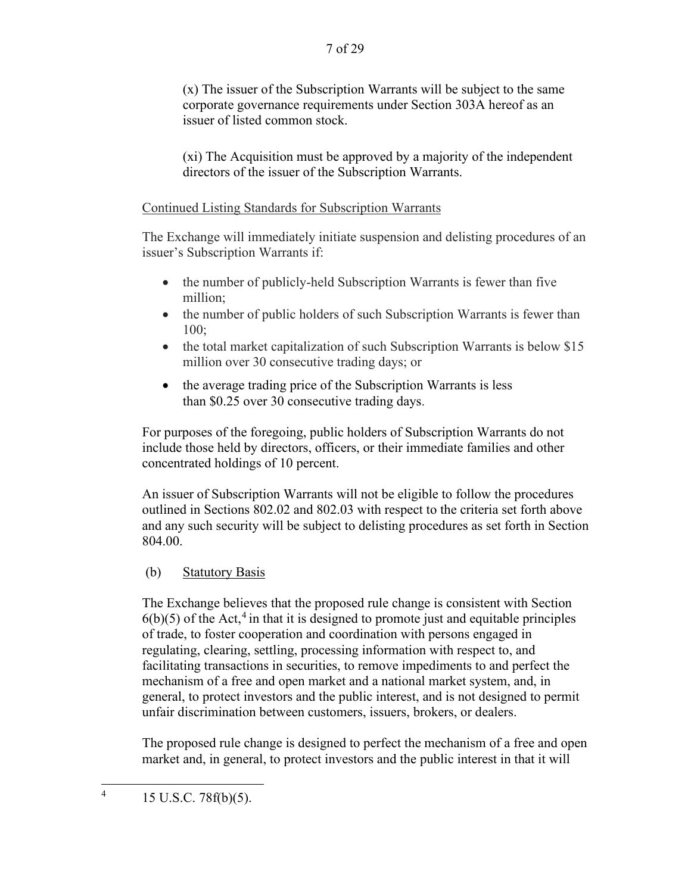(x) The issuer of the Subscription Warrants will be subject to the same corporate governance requirements under Section 303A hereof as an issuer of listed common stock.

(xi) The Acquisition must be approved by a majority of the independent directors of the issuer of the Subscription Warrants.

Continued Listing Standards for Subscription Warrants

The Exchange will immediately initiate suspension and delisting procedures of an issuer's Subscription Warrants if:

- the number of publicly-held Subscription Warrants is fewer than five million;
- the number of public holders of such Subscription Warrants is fewer than 100;
- the total market capitalization of such Subscription Warrants is below $15 million over 30 consecutive trading days; or
- the average trading price of the Subscription Warrants is less than $0.25 over 30 consecutive trading days.

For purposes of the foregoing, public holders of Subscription Warrants do not include those held by directors, officers, or their immediate families and other concentrated holdings of 10 percent.

An issuer of Subscription Warrants will not be eligible to follow the procedures outlined in Sections 802.02 and 802.03 with respect to the criteria set forth above and any such security will be subject to delisting procedures as set forth in Section 804.00.

(b) Statutory Basis

The Exchange believes that the proposed rule change is consistent with Section 6(b)(5) of the Act,[4] in that it is designed to promote just and equitable principles of trade, to foster cooperation and coordination with persons engaged in regulating, clearing, settling, processing information with respect to, and facilitating transactions in securities, to remove impediments to and perfect the mechanism of a free and open market and a national market system, and, in general, to protect investors and the public interest, and is not designed to permit unfair discrimination between customers, issuers, brokers, or dealers.

The proposed rule change is designed to perfect the mechanism of a free and open market and, in general, to protect investors and the public interest in that it will

[4] 15 U.S.C. 78f(b)(5).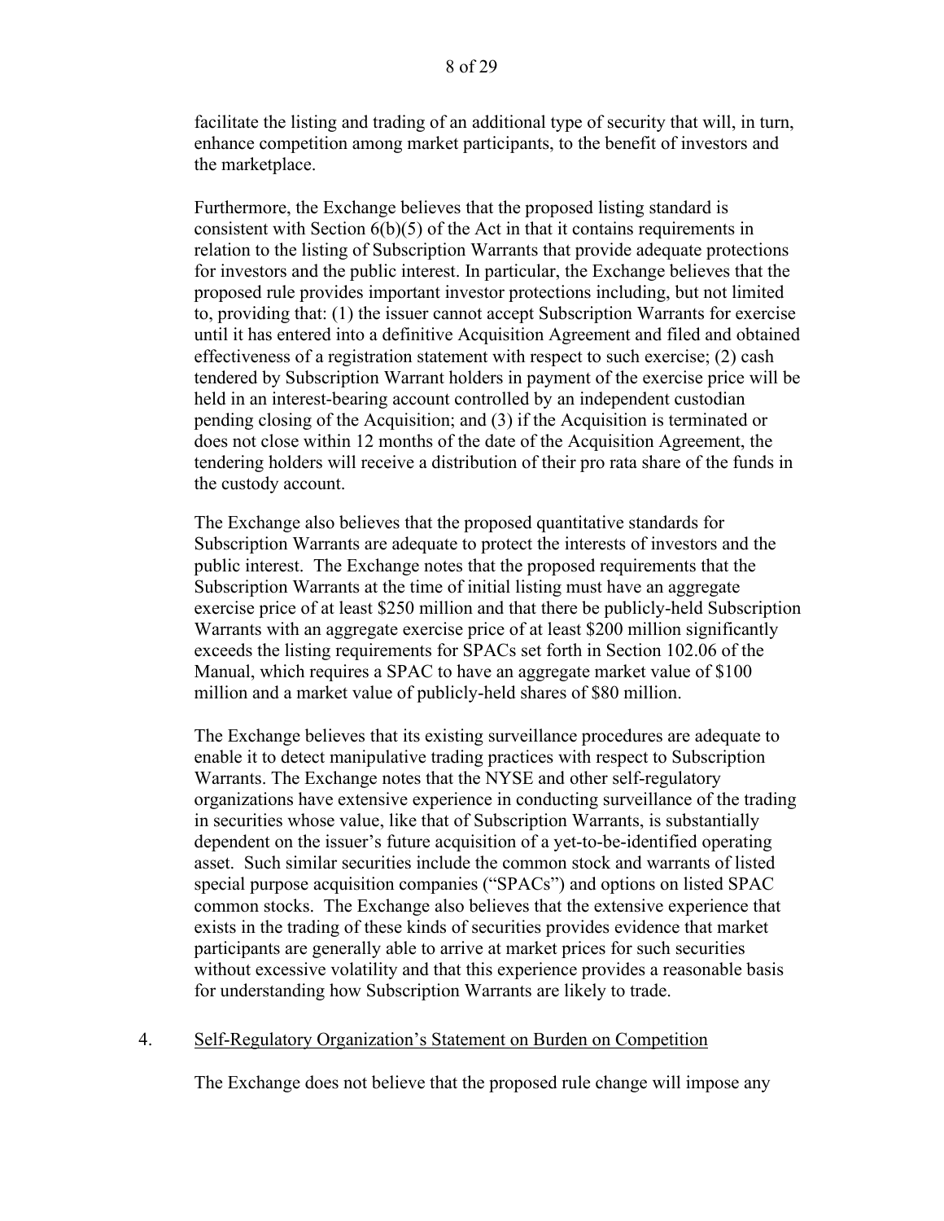facilitate the listing and trading of an additional type of security that will, in turn, enhance competition among market participants, to the benefit of investors and the marketplace.

Furthermore, the Exchange believes that the proposed listing standard is consistent with Section 6(b)(5) of the Act in that it contains requirements in relation to the listing of Subscription Warrants that provide adequate protections for investors and the public interest. In particular, the Exchange believes that the proposed rule provides important investor protections including, but not limited to, providing that: (1) the issuer cannot accept Subscription Warrants for exercise until it has entered into a definitive Acquisition Agreement and filed and obtained effectiveness of a registration statement with respect to such exercise; (2) cash tendered by Subscription Warrant holders in payment of the exercise price will be held in an interest-bearing account controlled by an independent custodian pending closing of the Acquisition; and (3) if the Acquisition is terminated or does not close within 12 months of the date of the Acquisition Agreement, the tendering holders will receive a distribution of their pro rata share of the funds in the custody account.

The Exchange also believes that the proposed quantitative standards for Subscription Warrants are adequate to protect the interests of investors and the public interest. The Exchange notes that the proposed requirements that the Subscription Warrants at the time of initial listing must have an aggregate exercise price of at least $250 million and that there be publicly-held Subscription Warrants with an aggregate exercise price of at least $200 million significantly exceeds the listing requirements for SPACs set forth in Section 102.06 of the Manual, which requires a SPAC to have an aggregate market value of $100 million and a market value of publicly-held shares of $80 million.

The Exchange believes that its existing surveillance procedures are adequate to enable it to detect manipulative trading practices with respect to Subscription Warrants. The Exchange notes that the NYSE and other self-regulatory organizations have extensive experience in conducting surveillance of the trading in securities whose value, like that of Subscription Warrants, is substantially dependent on the issuer's future acquisition of a yet-to-be-identified operating asset. Such similar securities include the common stock and warrants of listed special purpose acquisition companies ("SPACs") and options on listed SPAC common stocks. The Exchange also believes that the extensive experience that exists in the trading of these kinds of securities provides evidence that market participants are generally able to arrive at market prices for such securities without excessive volatility and that this experience provides a reasonable basis for understanding how Subscription Warrants are likely to trade.

4. Self-Regulatory Organization's Statement on Burden on Competition

The Exchange does not believe that the proposed rule change will impose any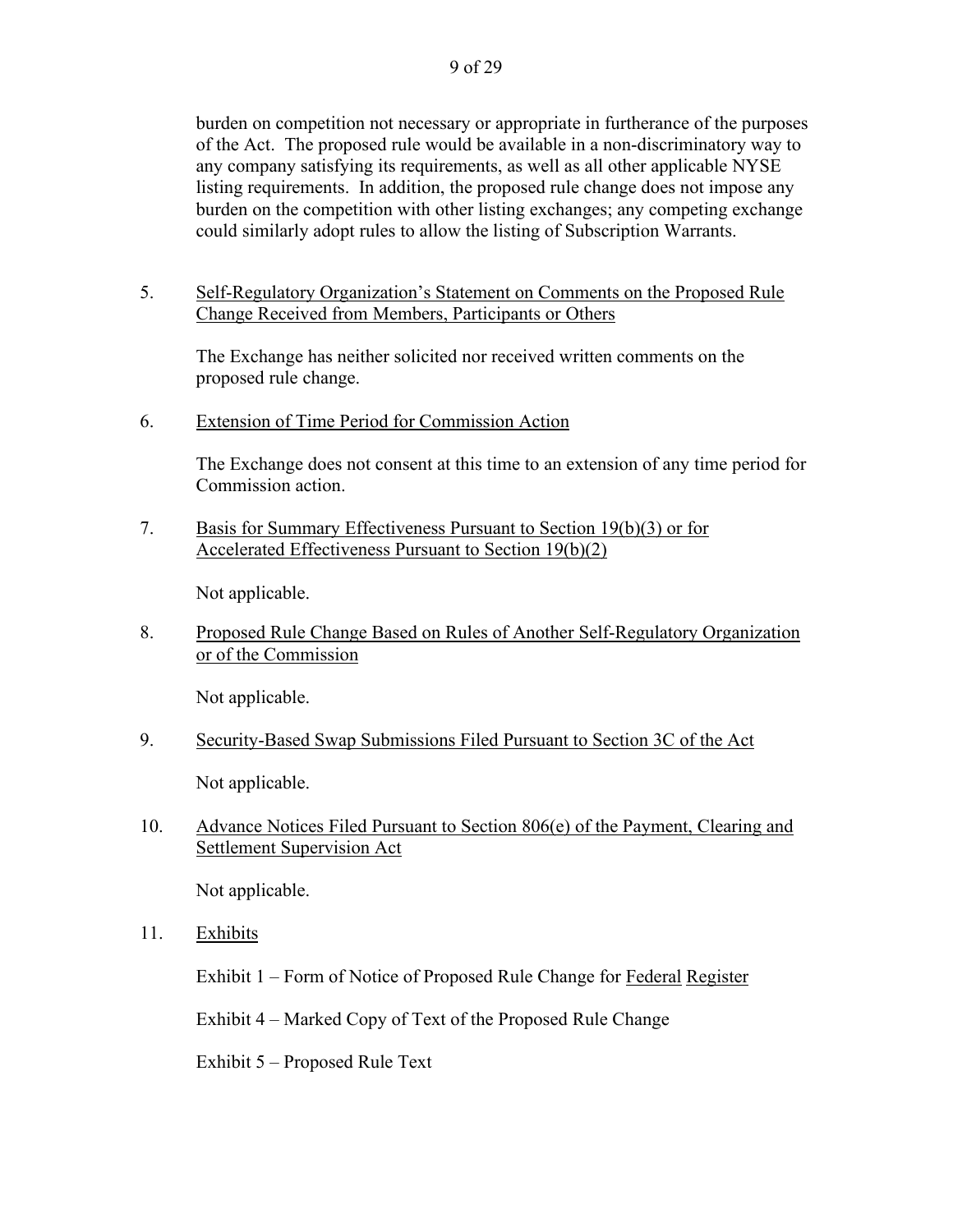burden on competition not necessary or appropriate in furtherance of the purposes of the Act. The proposed rule would be available in a non-discriminatory way to any company satisfying its requirements, as well as all other applicable NYSE listing requirements. In addition, the proposed rule change does not impose any burden on the competition with other listing exchanges; any competing exchange could similarly adopt rules to allow the listing of Subscription Warrants.

5. Self-Regulatory Organization's Statement on Comments on the Proposed Rule Change Received from Members, Participants or Others

The Exchange has neither solicited nor received written comments on the proposed rule change.

6. Extension of Time Period for Commission Action

The Exchange does not consent at this time to an extension of any time period for Commission action.

7. Basis for Summary Effectiveness Pursuant to Section 19(b)(3) or for Accelerated Effectiveness Pursuant to Section 19(b)(2)

Not applicable.

8. Proposed Rule Change Based on Rules of Another Self-Regulatory Organization or of the Commission

Not applicable.

9. Security-Based Swap Submissions Filed Pursuant to Section 3C of the Act

Not applicable.

10. Advance Notices Filed Pursuant to Section 806(e) of the Payment, Clearing and Settlement Supervision Act

Not applicable.

11. Exhibits

Exhibit 1 – Form of Notice of Proposed Rule Change for *Federal Register*

Exhibit 4 – Marked Copy of Text of the Proposed Rule Change

Exhibit 5 – Proposed Rule Text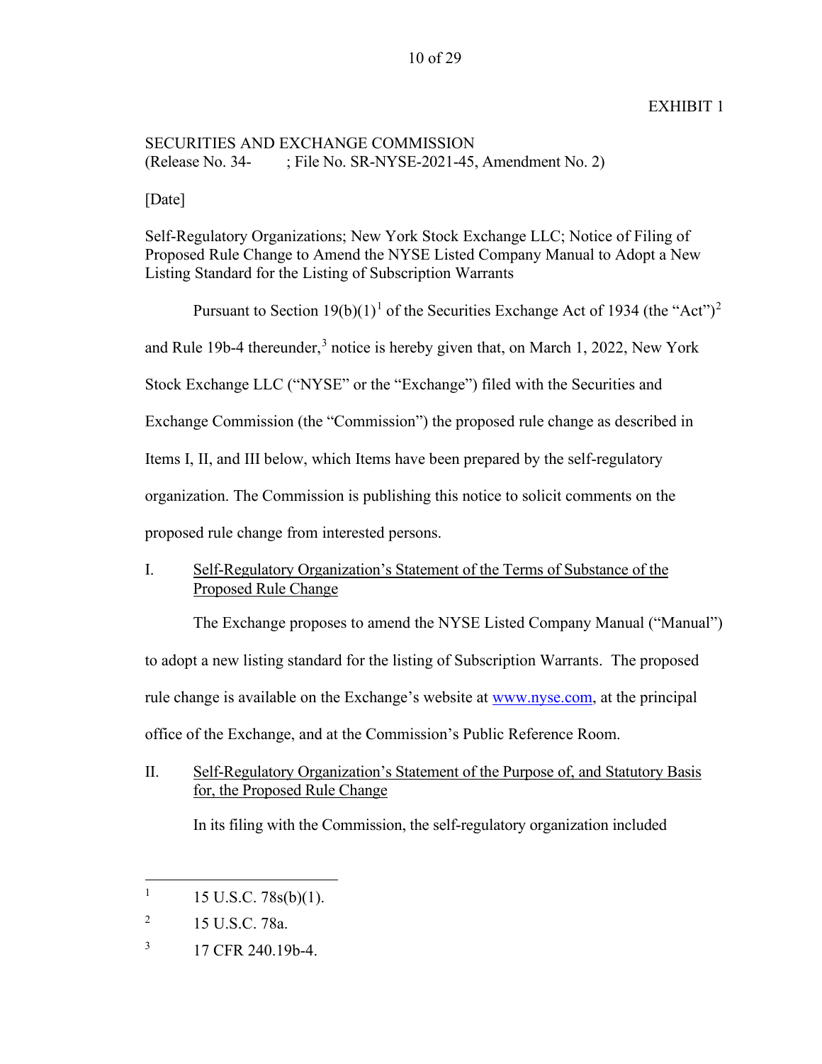EXHIBIT 1

SECURITIES AND EXCHANGE COMMISSION
(Release No. 34- ; File No. SR-NYSE-2021-45, Amendment No. 2)

[Date]

Self-Regulatory Organizations; New York Stock Exchange LLC; Notice of Filing of Proposed Rule Change to Amend the NYSE Listed Company Manual to Adopt a New Listing Standard for the Listing of Subscription Warrants

Pursuant to Section 19(b)(1)[1] of the Securities Exchange Act of 1934 (the "Act")[2] and Rule 19b-4 thereunder,[3] notice is hereby given that, on March 1, 2022, New York Stock Exchange LLC ("NYSE" or the "Exchange") filed with the Securities and Exchange Commission (the "Commission") the proposed rule change as described in Items I, II, and III below, which Items have been prepared by the self-regulatory organization. The Commission is publishing this notice to solicit comments on the proposed rule change from interested persons.

## I. Self-Regulatory Organization's Statement of the Terms of Substance of the Proposed Rule Change

The Exchange proposes to amend the NYSE Listed Company Manual ("Manual") to adopt a new listing standard for the listing of Subscription Warrants. The proposed rule change is available on the Exchange's website at www.nyse.com, at the principal office of the Exchange, and at the Commission's Public Reference Room.

## II. Self-Regulatory Organization's Statement of the Purpose of, and Statutory Basis for, the Proposed Rule Change

In its filing with the Commission, the self-regulatory organization included

---

[1] 15 U.S.C. 78s(b)(1).

[2] 15 U.S.C. 78a.

[3] 17 CFR 240.19b-4.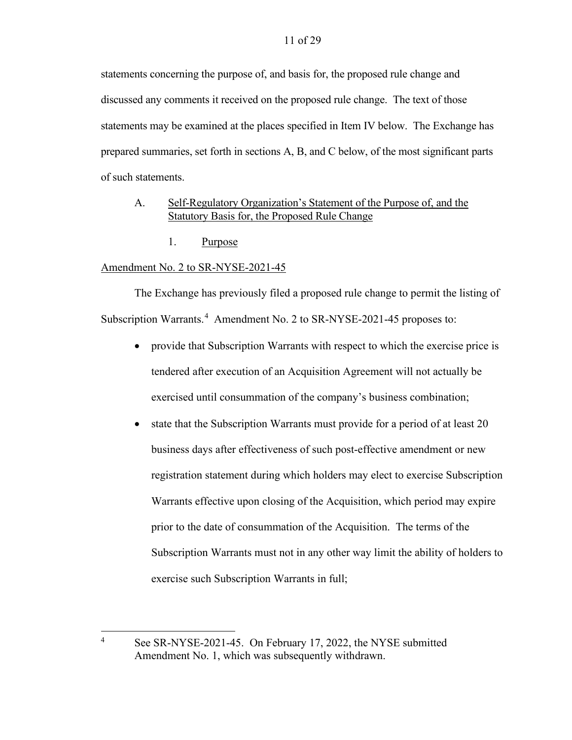statements concerning the purpose of, and basis for, the proposed rule change and discussed any comments it received on the proposed rule change. The text of those statements may be examined at the places specified in Item IV below. The Exchange has prepared summaries, set forth in sections A, B, and C below, of the most significant parts of such statements.

A. Self-Regulatory Organization's Statement of the Purpose of, and the Statutory Basis for, the Proposed Rule Change

1. Purpose

Amendment No. 2 to SR-NYSE-2021-45

The Exchange has previously filed a proposed rule change to permit the listing of Subscription Warrants.[4] Amendment No. 2 to SR-NYSE-2021-45 proposes to:

- provide that Subscription Warrants with respect to which the exercise price is tendered after execution of an Acquisition Agreement will not actually be exercised until consummation of the company's business combination;
- state that the Subscription Warrants must provide for a period of at least 20 business days after effectiveness of such post-effective amendment or new registration statement during which holders may elect to exercise Subscription Warrants effective upon closing of the Acquisition, which period may expire prior to the date of consummation of the Acquisition. The terms of the Subscription Warrants must not in any other way limit the ability of holders to exercise such Subscription Warrants in full;

[4] See SR-NYSE-2021-45. On February 17, 2022, the NYSE submitted Amendment No. 1, which was subsequently withdrawn.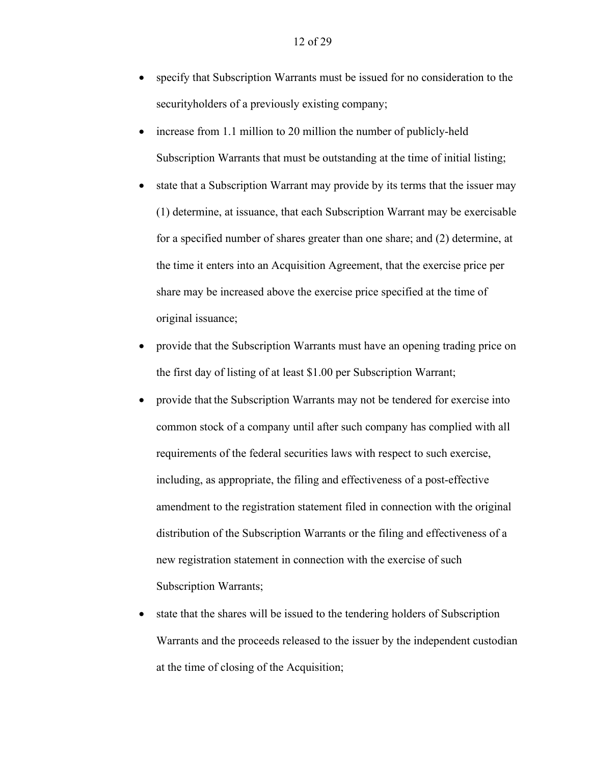- specify that Subscription Warrants must be issued for no consideration to the securityholders of a previously existing company;
- increase from 1.1 million to 20 million the number of publicly-held Subscription Warrants that must be outstanding at the time of initial listing;
- state that a Subscription Warrant may provide by its terms that the issuer may (1) determine, at issuance, that each Subscription Warrant may be exercisable for a specified number of shares greater than one share; and (2) determine, at the time it enters into an Acquisition Agreement, that the exercise price per share may be increased above the exercise price specified at the time of original issuance;
- provide that the Subscription Warrants must have an opening trading price on the first day of listing of at least $1.00 per Subscription Warrant;
- provide that the Subscription Warrants may not be tendered for exercise into common stock of a company until after such company has complied with all requirements of the federal securities laws with respect to such exercise, including, as appropriate, the filing and effectiveness of a post-effective amendment to the registration statement filed in connection with the original distribution of the Subscription Warrants or the filing and effectiveness of a new registration statement in connection with the exercise of such Subscription Warrants;
- state that the shares will be issued to the tendering holders of Subscription Warrants and the proceeds released to the issuer by the independent custodian at the time of closing of the Acquisition;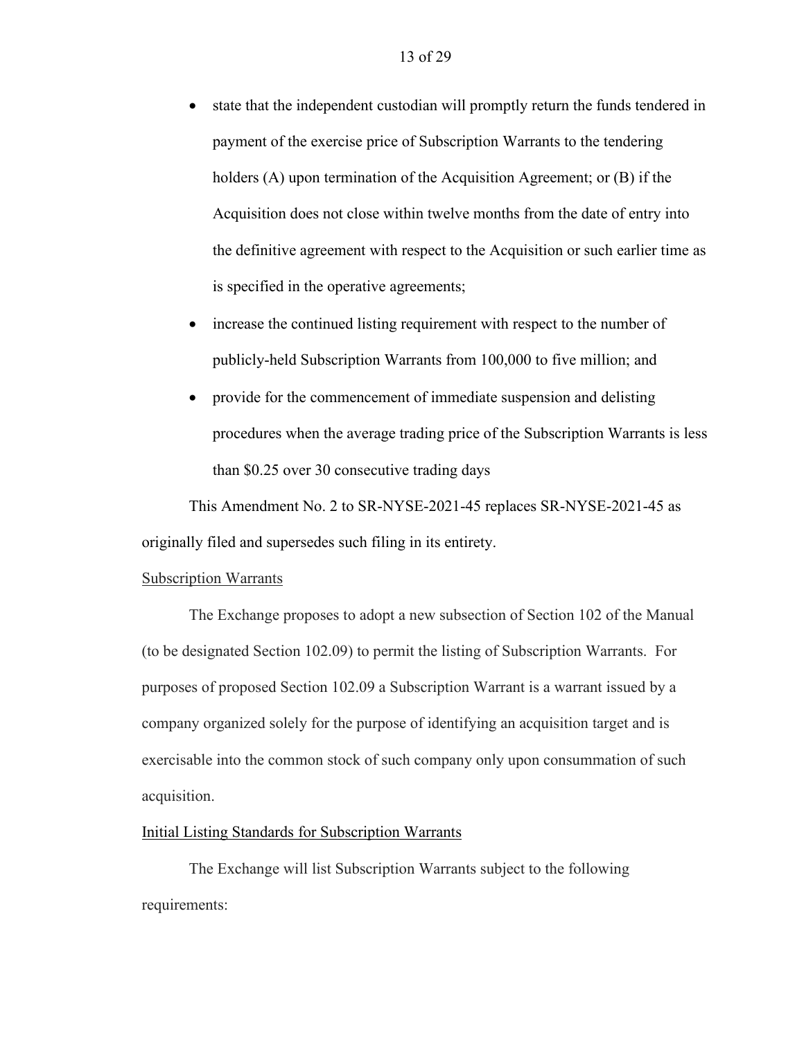- state that the independent custodian will promptly return the funds tendered in payment of the exercise price of Subscription Warrants to the tendering holders (A) upon termination of the Acquisition Agreement; or (B) if the Acquisition does not close within twelve months from the date of entry into the definitive agreement with respect to the Acquisition or such earlier time as is specified in the operative agreements;
- increase the continued listing requirement with respect to the number of publicly-held Subscription Warrants from 100,000 to five million; and
- provide for the commencement of immediate suspension and delisting procedures when the average trading price of the Subscription Warrants is less than $0.25 over 30 consecutive trading days

This Amendment No. 2 to SR-NYSE-2021-45 replaces SR-NYSE-2021-45 as originally filed and supersedes such filing in its entirety.

Subscription Warrants

The Exchange proposes to adopt a new subsection of Section 102 of the Manual (to be designated Section 102.09) to permit the listing of Subscription Warrants. For purposes of proposed Section 102.09 a Subscription Warrant is a warrant issued by a company organized solely for the purpose of identifying an acquisition target and is exercisable into the common stock of such company only upon consummation of such acquisition.

Initial Listing Standards for Subscription Warrants

The Exchange will list Subscription Warrants subject to the following requirements: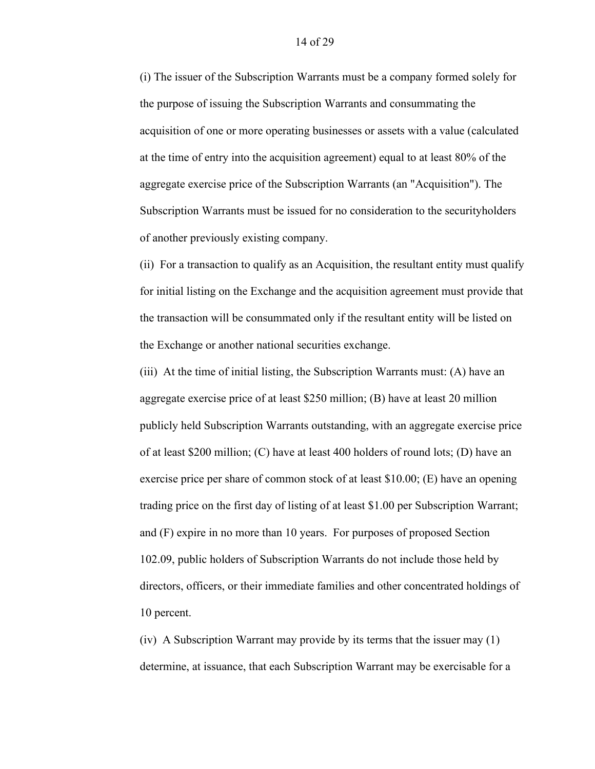(i) The issuer of the Subscription Warrants must be a company formed solely for the purpose of issuing the Subscription Warrants and consummating the acquisition of one or more operating businesses or assets with a value (calculated at the time of entry into the acquisition agreement) equal to at least 80% of the aggregate exercise price of the Subscription Warrants (an "Acquisition"). The Subscription Warrants must be issued for no consideration to the securityholders of another previously existing company.

(ii) For a transaction to qualify as an Acquisition, the resultant entity must qualify for initial listing on the Exchange and the acquisition agreement must provide that the transaction will be consummated only if the resultant entity will be listed on the Exchange or another national securities exchange.

(iii) At the time of initial listing, the Subscription Warrants must: (A) have an aggregate exercise price of at least $250 million; (B) have at least 20 million publicly held Subscription Warrants outstanding, with an aggregate exercise price of at least $200 million; (C) have at least 400 holders of round lots; (D) have an exercise price per share of common stock of at least $10.00; (E) have an opening trading price on the first day of listing of at least $1.00 per Subscription Warrant; and (F) expire in no more than 10 years. For purposes of proposed Section 102.09, public holders of Subscription Warrants do not include those held by directors, officers, or their immediate families and other concentrated holdings of 10 percent.

(iv) A Subscription Warrant may provide by its terms that the issuer may (1) determine, at issuance, that each Subscription Warrant may be exercisable for a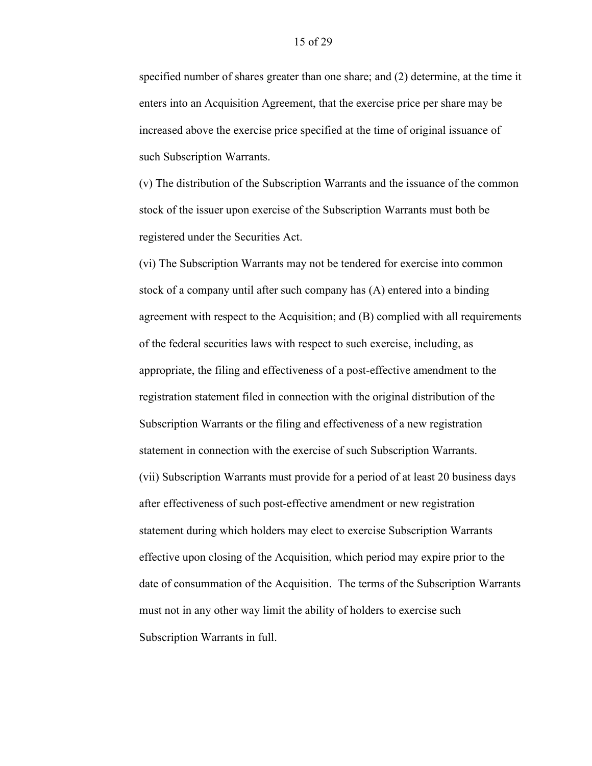specified number of shares greater than one share; and (2) determine, at the time it enters into an Acquisition Agreement, that the exercise price per share may be increased above the exercise price specified at the time of original issuance of such Subscription Warrants.

(v) The distribution of the Subscription Warrants and the issuance of the common stock of the issuer upon exercise of the Subscription Warrants must both be registered under the Securities Act.

(vi) The Subscription Warrants may not be tendered for exercise into common stock of a company until after such company has (A) entered into a binding agreement with respect to the Acquisition; and (B) complied with all requirements of the federal securities laws with respect to such exercise, including, as appropriate, the filing and effectiveness of a post-effective amendment to the registration statement filed in connection with the original distribution of the Subscription Warrants or the filing and effectiveness of a new registration statement in connection with the exercise of such Subscription Warrants.

(vii) Subscription Warrants must provide for a period of at least 20 business days after effectiveness of such post-effective amendment or new registration statement during which holders may elect to exercise Subscription Warrants effective upon closing of the Acquisition, which period may expire prior to the date of consummation of the Acquisition. The terms of the Subscription Warrants must not in any other way limit the ability of holders to exercise such Subscription Warrants in full.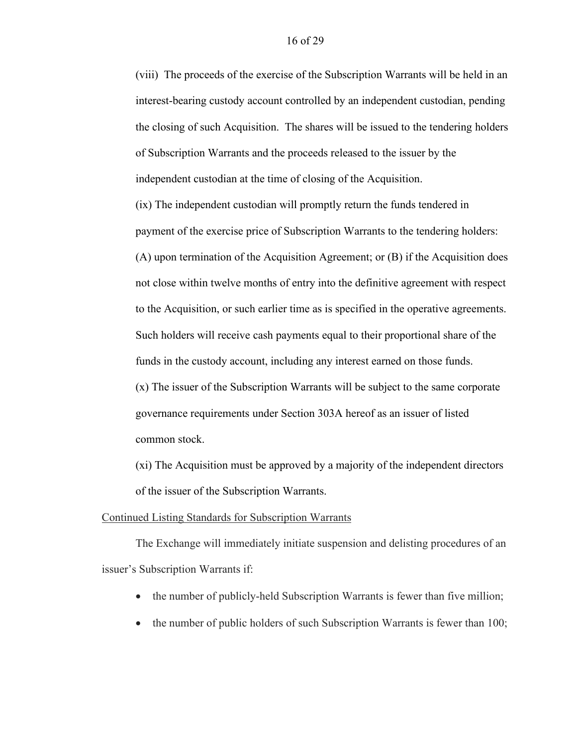(viii) The proceeds of the exercise of the Subscription Warrants will be held in an interest-bearing custody account controlled by an independent custodian, pending the closing of such Acquisition. The shares will be issued to the tendering holders of Subscription Warrants and the proceeds released to the issuer by the independent custodian at the time of closing of the Acquisition.

(ix) The independent custodian will promptly return the funds tendered in payment of the exercise price of Subscription Warrants to the tendering holders: (A) upon termination of the Acquisition Agreement; or (B) if the Acquisition does not close within twelve months of entry into the definitive agreement with respect to the Acquisition, or such earlier time as is specified in the operative agreements. Such holders will receive cash payments equal to their proportional share of the funds in the custody account, including any interest earned on those funds.

(x) The issuer of the Subscription Warrants will be subject to the same corporate governance requirements under Section 303A hereof as an issuer of listed common stock.

(xi) The Acquisition must be approved by a majority of the independent directors of the issuer of the Subscription Warrants.

<u>Continued Listing Standards for Subscription Warrants</u>

The Exchange will immediately initiate suspension and delisting procedures of an issuer's Subscription Warrants if:

- the number of publicly-held Subscription Warrants is fewer than five million;
- the number of public holders of such Subscription Warrants is fewer than 100;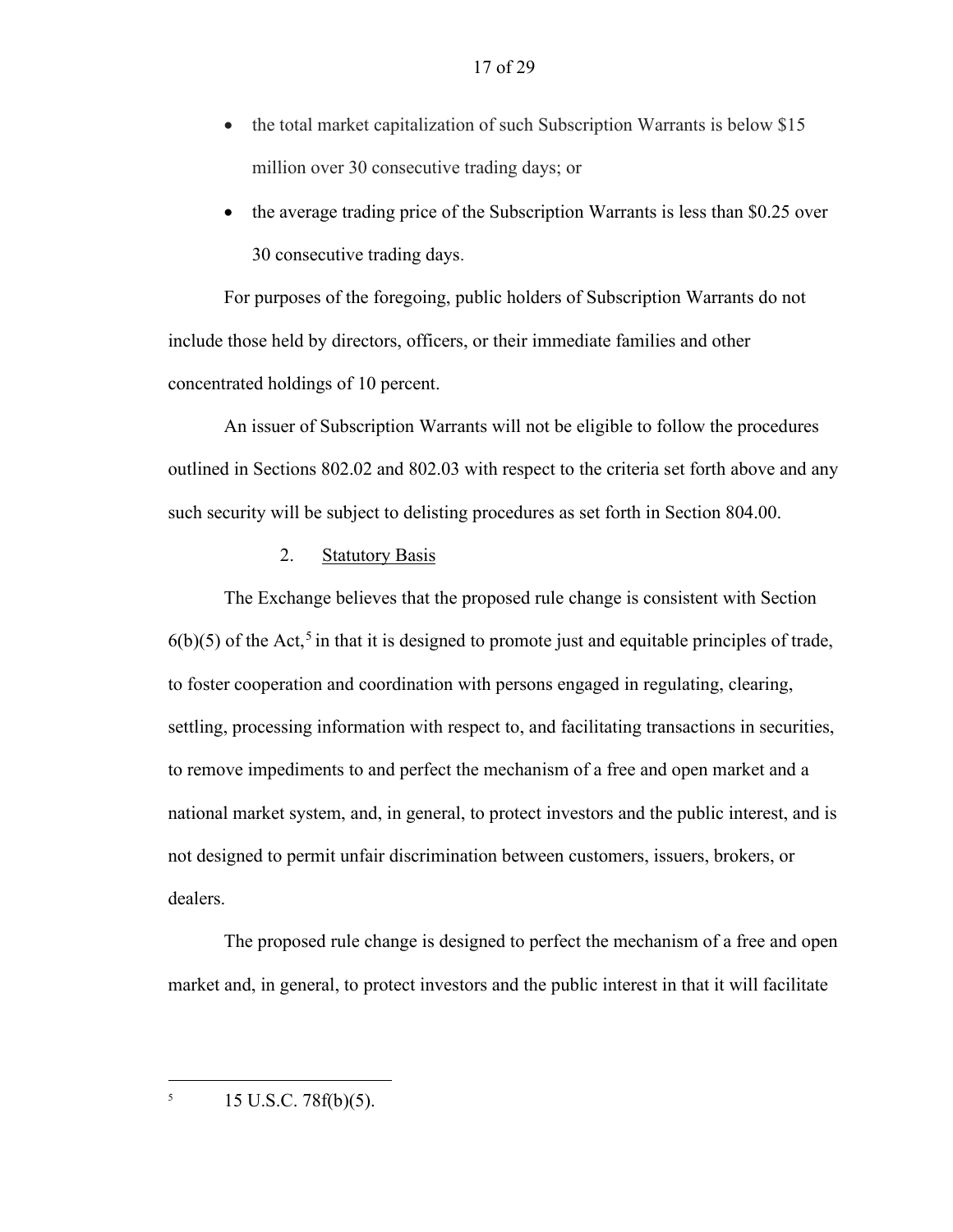- the total market capitalization of such Subscription Warrants is below $15 million over 30 consecutive trading days; or
- the average trading price of the Subscription Warrants is less than $0.25 over 30 consecutive trading days.

For purposes of the foregoing, public holders of Subscription Warrants do not include those held by directors, officers, or their immediate families and other concentrated holdings of 10 percent.

An issuer of Subscription Warrants will not be eligible to follow the procedures outlined in Sections 802.02 and 802.03 with respect to the criteria set forth above and any such security will be subject to delisting procedures as set forth in Section 804.00.

2. <u>Statutory Basis</u>

The Exchange believes that the proposed rule change is consistent with Section 6(b)(5) of the Act,[5] in that it is designed to promote just and equitable principles of trade, to foster cooperation and coordination with persons engaged in regulating, clearing, settling, processing information with respect to, and facilitating transactions in securities, to remove impediments to and perfect the mechanism of a free and open market and a national market system, and, in general, to protect investors and the public interest, and is not designed to permit unfair discrimination between customers, issuers, brokers, or dealers.

The proposed rule change is designed to perfect the mechanism of a free and open market and, in general, to protect investors and the public interest in that it will facilitate

---

[5] 15 U.S.C. 78f(b)(5).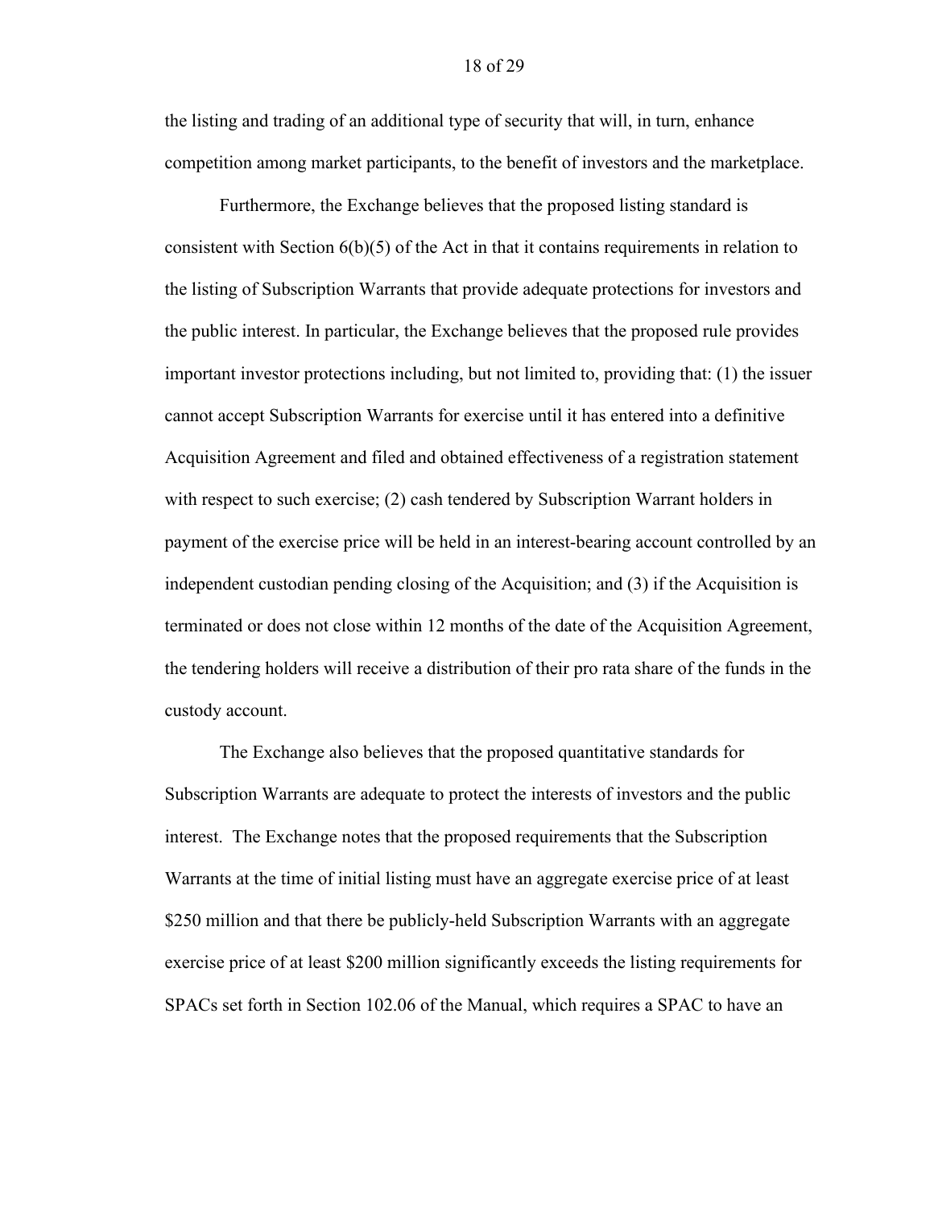the listing and trading of an additional type of security that will, in turn, enhance competition among market participants, to the benefit of investors and the marketplace.

Furthermore, the Exchange believes that the proposed listing standard is consistent with Section 6(b)(5) of the Act in that it contains requirements in relation to the listing of Subscription Warrants that provide adequate protections for investors and the public interest. In particular, the Exchange believes that the proposed rule provides important investor protections including, but not limited to, providing that: (1) the issuer cannot accept Subscription Warrants for exercise until it has entered into a definitive Acquisition Agreement and filed and obtained effectiveness of a registration statement with respect to such exercise; (2) cash tendered by Subscription Warrant holders in payment of the exercise price will be held in an interest-bearing account controlled by an independent custodian pending closing of the Acquisition; and (3) if the Acquisition is terminated or does not close within 12 months of the date of the Acquisition Agreement, the tendering holders will receive a distribution of their pro rata share of the funds in the custody account.

The Exchange also believes that the proposed quantitative standards for Subscription Warrants are adequate to protect the interests of investors and the public interest. The Exchange notes that the proposed requirements that the Subscription Warrants at the time of initial listing must have an aggregate exercise price of at least $250 million and that there be publicly-held Subscription Warrants with an aggregate exercise price of at least $200 million significantly exceeds the listing requirements for SPACs set forth in Section 102.06 of the Manual, which requires a SPAC to have an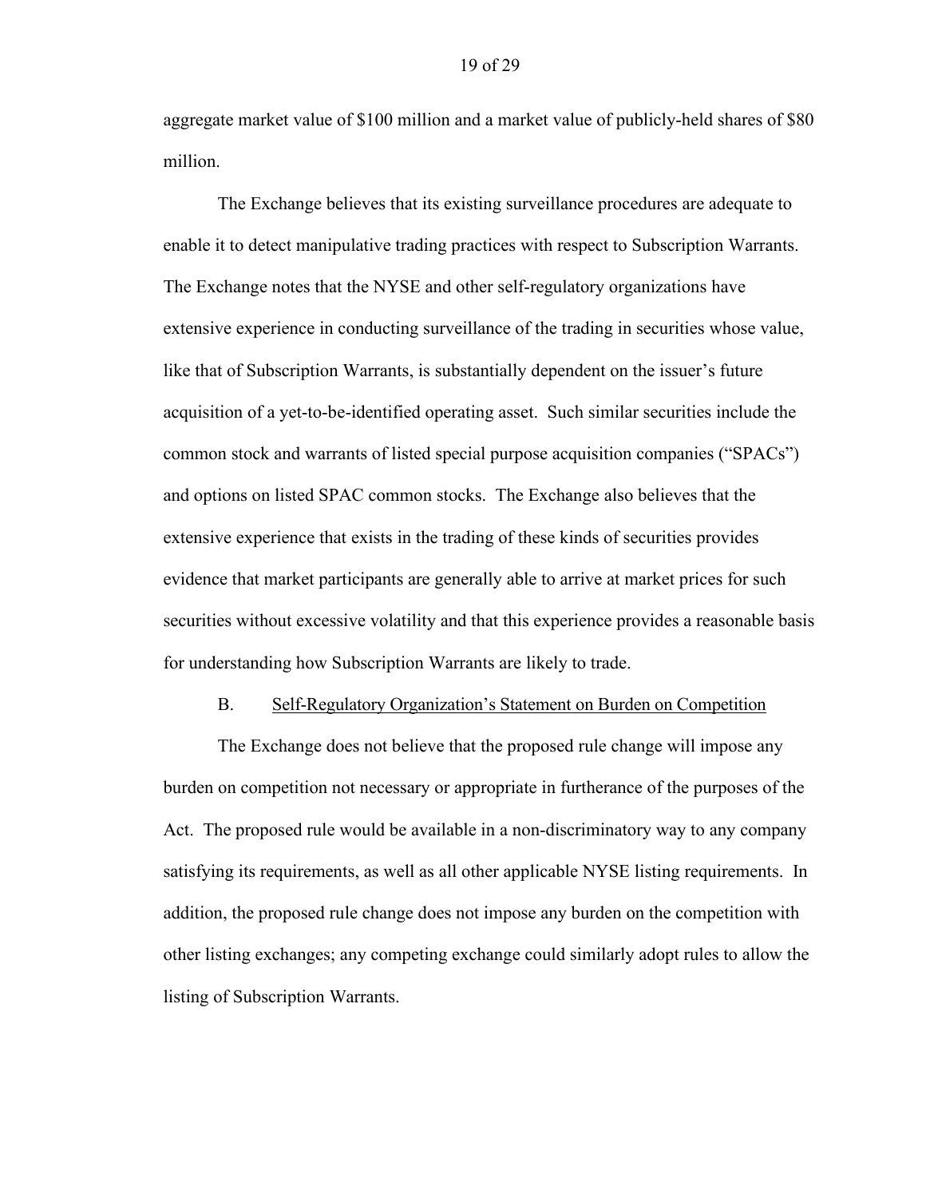aggregate market value of $100 million and a market value of publicly-held shares of $80 million.

The Exchange believes that its existing surveillance procedures are adequate to enable it to detect manipulative trading practices with respect to Subscription Warrants. The Exchange notes that the NYSE and other self-regulatory organizations have extensive experience in conducting surveillance of the trading in securities whose value, like that of Subscription Warrants, is substantially dependent on the issuer's future acquisition of a yet-to-be-identified operating asset. Such similar securities include the common stock and warrants of listed special purpose acquisition companies ("SPACs") and options on listed SPAC common stocks. The Exchange also believes that the extensive experience that exists in the trading of these kinds of securities provides evidence that market participants are generally able to arrive at market prices for such securities without excessive volatility and that this experience provides a reasonable basis for understanding how Subscription Warrants are likely to trade.

B. Self-Regulatory Organization's Statement on Burden on Competition

The Exchange does not believe that the proposed rule change will impose any burden on competition not necessary or appropriate in furtherance of the purposes of the Act. The proposed rule would be available in a non-discriminatory way to any company satisfying its requirements, as well as all other applicable NYSE listing requirements. In addition, the proposed rule change does not impose any burden on the competition with other listing exchanges; any competing exchange could similarly adopt rules to allow the listing of Subscription Warrants.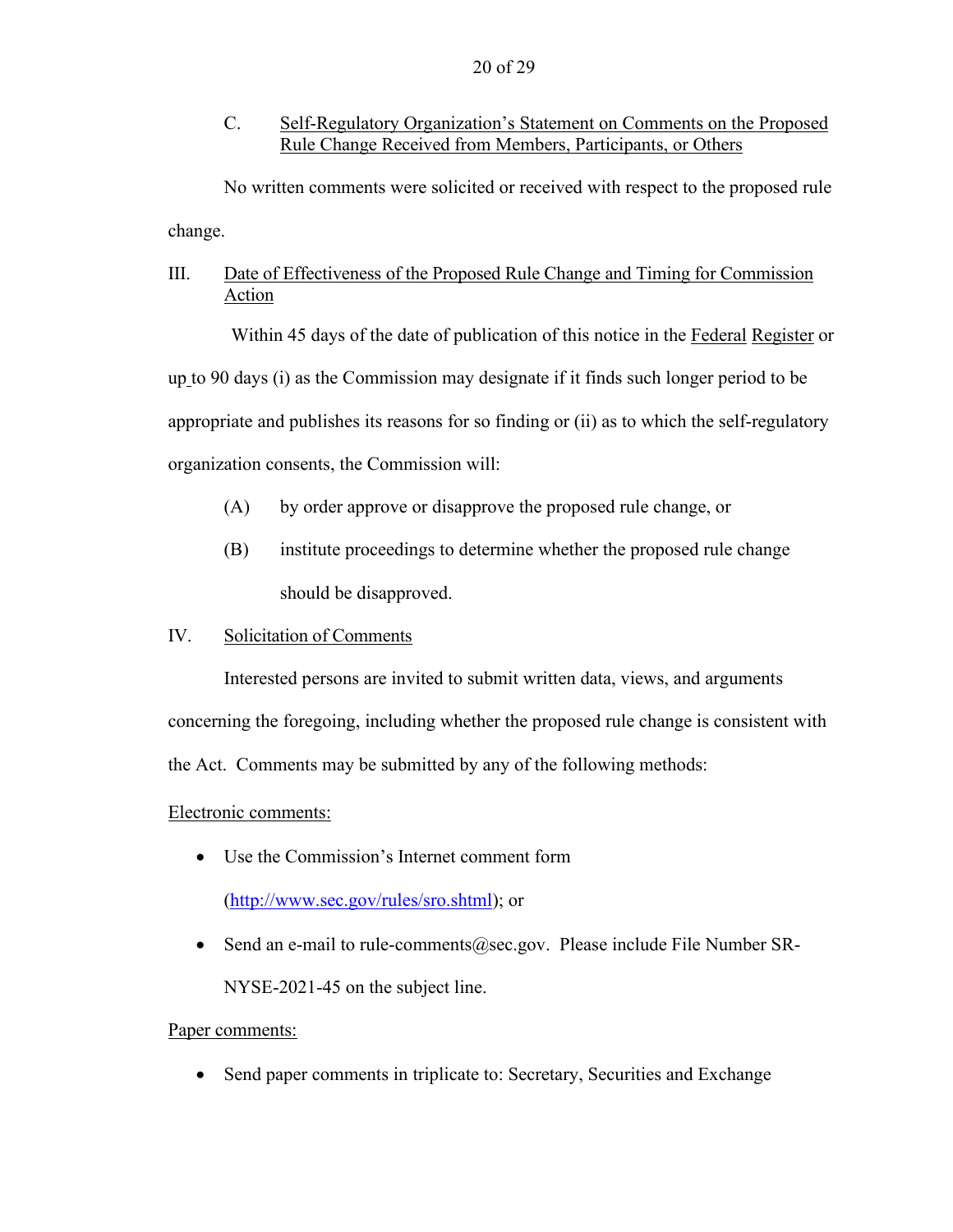C. Self-Regulatory Organization's Statement on Comments on the Proposed Rule Change Received from Members, Participants, or Others

No written comments were solicited or received with respect to the proposed rule change.

III. Date of Effectiveness of the Proposed Rule Change and Timing for Commission Action

Within 45 days of the date of publication of this notice in the Federal Register or up to 90 days (i) as the Commission may designate if it finds such longer period to be appropriate and publishes its reasons for so finding or (ii) as to which the self-regulatory organization consents, the Commission will:

(A) by order approve or disapprove the proposed rule change, or

(B) institute proceedings to determine whether the proposed rule change should be disapproved.

IV. Solicitation of Comments

Interested persons are invited to submit written data, views, and arguments concerning the foregoing, including whether the proposed rule change is consistent with the Act. Comments may be submitted by any of the following methods:

Electronic comments:

- Use the Commission's Internet comment form (http://www.sec.gov/rules/sro.shtml); or
- Send an e-mail to rule-comments@sec.gov. Please include File Number SR-NYSE-2021-45 on the subject line.

Paper comments:

- Send paper comments in triplicate to: Secretary, Securities and Exchange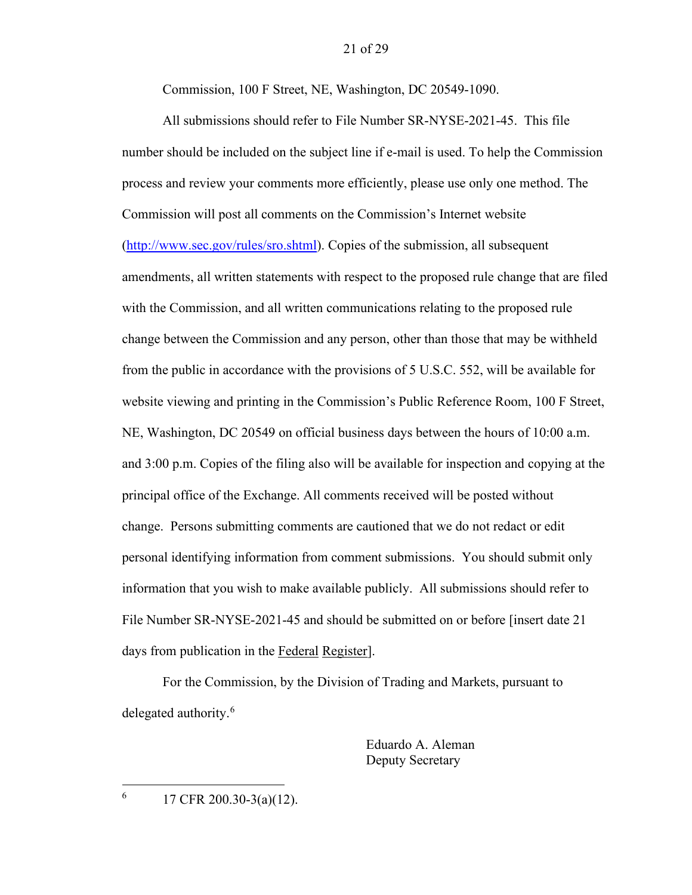Commission, 100 F Street, NE, Washington, DC 20549-1090.

All submissions should refer to File Number SR-NYSE-2021-45. This file number should be included on the subject line if e-mail is used. To help the Commission process and review your comments more efficiently, please use only one method. The Commission will post all comments on the Commission's Internet website (http://www.sec.gov/rules/sro.shtml). Copies of the submission, all subsequent amendments, all written statements with respect to the proposed rule change that are filed with the Commission, and all written communications relating to the proposed rule change between the Commission and any person, other than those that may be withheld from the public in accordance with the provisions of 5 U.S.C. 552, will be available for website viewing and printing in the Commission's Public Reference Room, 100 F Street, NE, Washington, DC 20549 on official business days between the hours of 10:00 a.m. and 3:00 p.m. Copies of the filing also will be available for inspection and copying at the principal office of the Exchange. All comments received will be posted without change. Persons submitting comments are cautioned that we do not redact or edit personal identifying information from comment submissions. You should submit only information that you wish to make available publicly. All submissions should refer to File Number SR-NYSE-2021-45 and should be submitted on or before [insert date 21 days from publication in the Federal Register].

For the Commission, by the Division of Trading and Markets, pursuant to delegated authority.[6]

Eduardo A. Aleman
Deputy Secretary

---

[6] 17 CFR 200.30-3(a)(12).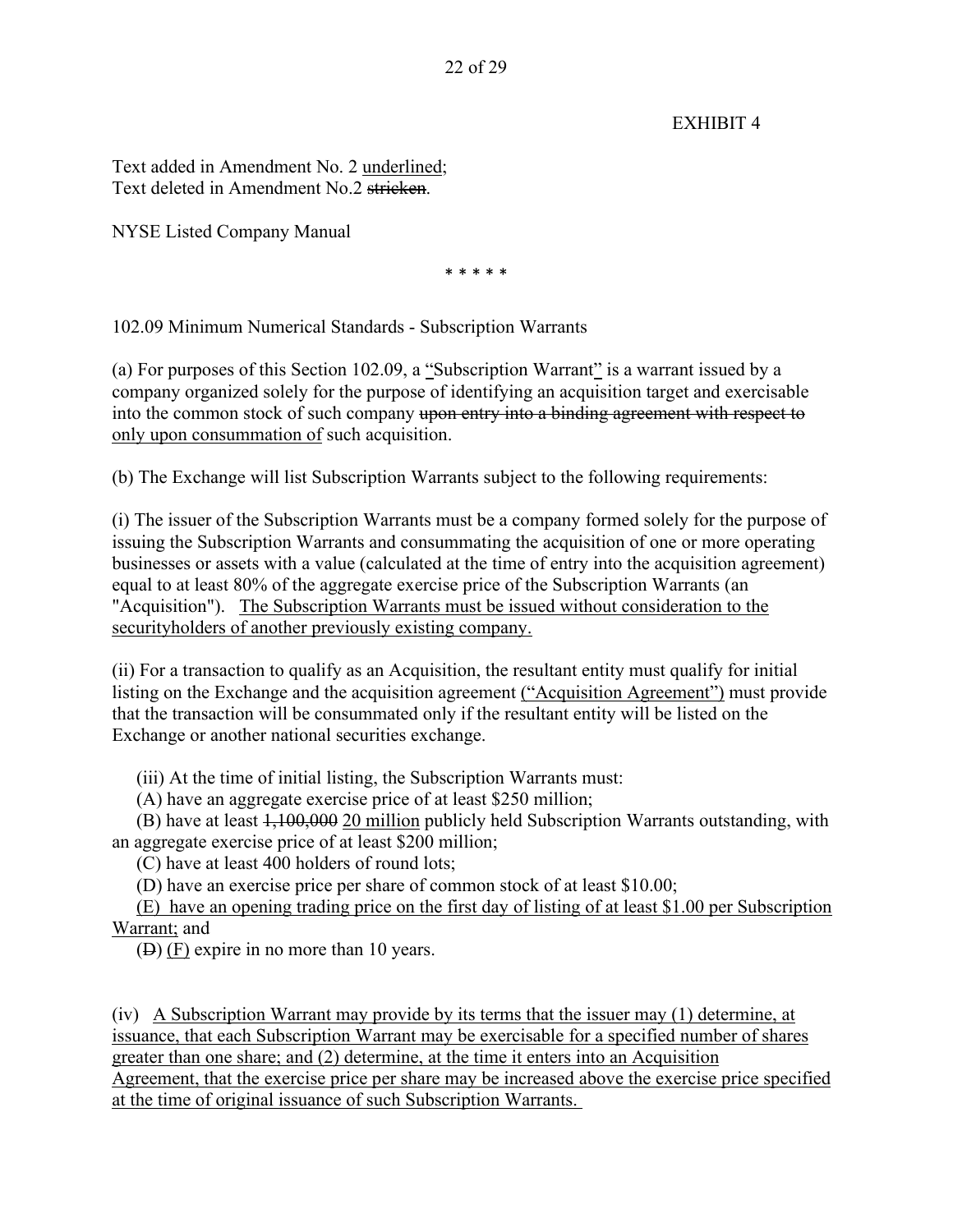EXHIBIT 4

Text added in Amendment No. 2 <u>underlined</u>;
Text deleted in Amendment No.2 ~~stricken~~.

NYSE Listed Company Manual

\* \* \* \* \*

102.09 Minimum Numerical Standards - Subscription Warrants

(a) For purposes of this Section 102.09, a <u>"</u>Subscription Warrant<u>"</u> is a warrant issued by a company organized solely for the purpose of identifying an acquisition target and exercisable into the common stock of such company ~~upon entry into a binding agreement with respect to~~ <u>only upon consummation of</u> such acquisition.

(b) The Exchange will list Subscription Warrants subject to the following requirements:

(i) The issuer of the Subscription Warrants must be a company formed solely for the purpose of issuing the Subscription Warrants and consummating the acquisition of one or more operating businesses or assets with a value (calculated at the time of entry into the acquisition agreement) equal to at least 80% of the aggregate exercise price of the Subscription Warrants (an "Acquisition"). <u>The Subscription Warrants must be issued without consideration to the securityholders of another previously existing company.</u>

(ii) For a transaction to qualify as an Acquisition, the resultant entity must qualify for initial listing on the Exchange and the acquisition agreement <u>("Acquisition Agreement")</u> must provide that the transaction will be consummated only if the resultant entity will be listed on the Exchange or another national securities exchange.

(iii) At the time of initial listing, the Subscription Warrants must:

(A) have an aggregate exercise price of at least $250 million;

(B) have at least ~~1,100,000~~ <u>20 million</u> publicly held Subscription Warrants outstanding, with an aggregate exercise price of at least $200 million;

(C) have at least 400 holders of round lots;

(D) have an exercise price per share of common stock of at least $10.00;

<u>(E) have an opening trading price on the first day of listing of at least $1.00 per Subscription Warrant;</u> and

(~~D~~) <u>(F)</u> expire in no more than 10 years.

(iv) <u>A Subscription Warrant may provide by its terms that the issuer may (1) determine, at issuance, that each Subscription Warrant may be exercisable for a specified number of shares greater than one share; and (2) determine, at the time it enters into an Acquisition Agreement, that the exercise price per share may be increased above the exercise price specified at the time of original issuance of such Subscription Warrants.</u>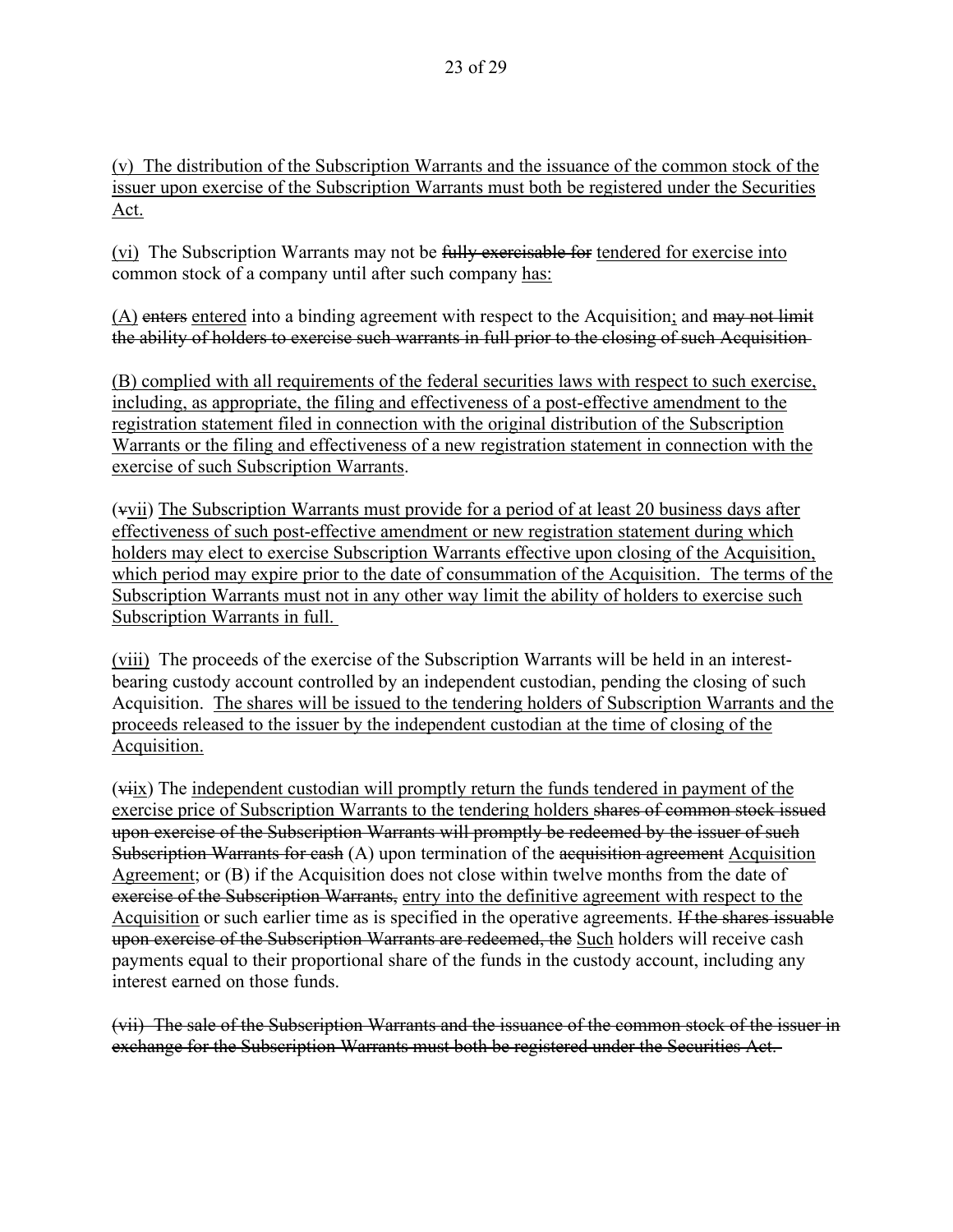<u>(v) The distribution of the Subscription Warrants and the issuance of the common stock of the issuer upon exercise of the Subscription Warrants must both be registered under the Securities Act.</u>

<u>(vi)</u> The Subscription Warrants may not be ~~fully exercisable for~~ <u>tendered for exercise into</u> common stock of a company until after such company <u>has:</u>

<u>(A)</u> ~~enters~~ <u>entered</u> into a binding agreement with respect to the Acquisition<u>;</u> and ~~may not limit the ability of holders to exercise such warrants in full prior to the closing of such Acquisition~~

<u>(B) complied with all requirements of the federal securities laws with respect to such exercise, including, as appropriate, the filing and effectiveness of a post-effective amendment to the registration statement filed in connection with the original distribution of the Subscription Warrants or the filing and effectiveness of a new registration statement in connection with the exercise of such Subscription Warrants</u>.

(~~v~~<u>vii</u>) <u>The Subscription Warrants must provide for a period of at least 20 business days after effectiveness of such post-effective amendment or new registration statement during which holders may elect to exercise Subscription Warrants effective upon closing of the Acquisition, which period may expire prior to the date of consummation of the Acquisition. The terms of the Subscription Warrants must not in any other way limit the ability of holders to exercise such Subscription Warrants in full.</u>

<u>(viii)</u> The proceeds of the exercise of the Subscription Warrants will be held in an interest-bearing custody account controlled by an independent custodian, pending the closing of such Acquisition. <u>The shares will be issued to the tendering holders of Subscription Warrants and the proceeds released to the issuer by the independent custodian at the time of closing of the Acquisition.</u>

(~~vi~~<u>ix</u>) The <u>independent custodian will promptly return the funds tendered in payment of the exercise price of Subscription Warrants to the tendering holders</u> ~~shares of common stock issued upon exercise of the Subscription Warrants will promptly be redeemed by the issuer of such Subscription Warrants for cash~~ (A) upon termination of the ~~acquisition agreement~~ <u>Acquisition Agreement</u>; or (B) if the Acquisition does not close within twelve months from the date of ~~exercise of the Subscription Warrants,~~ <u>entry into the definitive agreement with respect to the Acquisition</u> or such earlier time as is specified in the operative agreements. ~~If the shares issuable upon exercise of the Subscription Warrants are redeemed, the~~ <u>Such</u> holders will receive cash payments equal to their proportional share of the funds in the custody account, including any interest earned on those funds.

~~(vii) The sale of the Subscription Warrants and the issuance of the common stock of the issuer in exchange for the Subscription Warrants must both be registered under the Securities Act.~~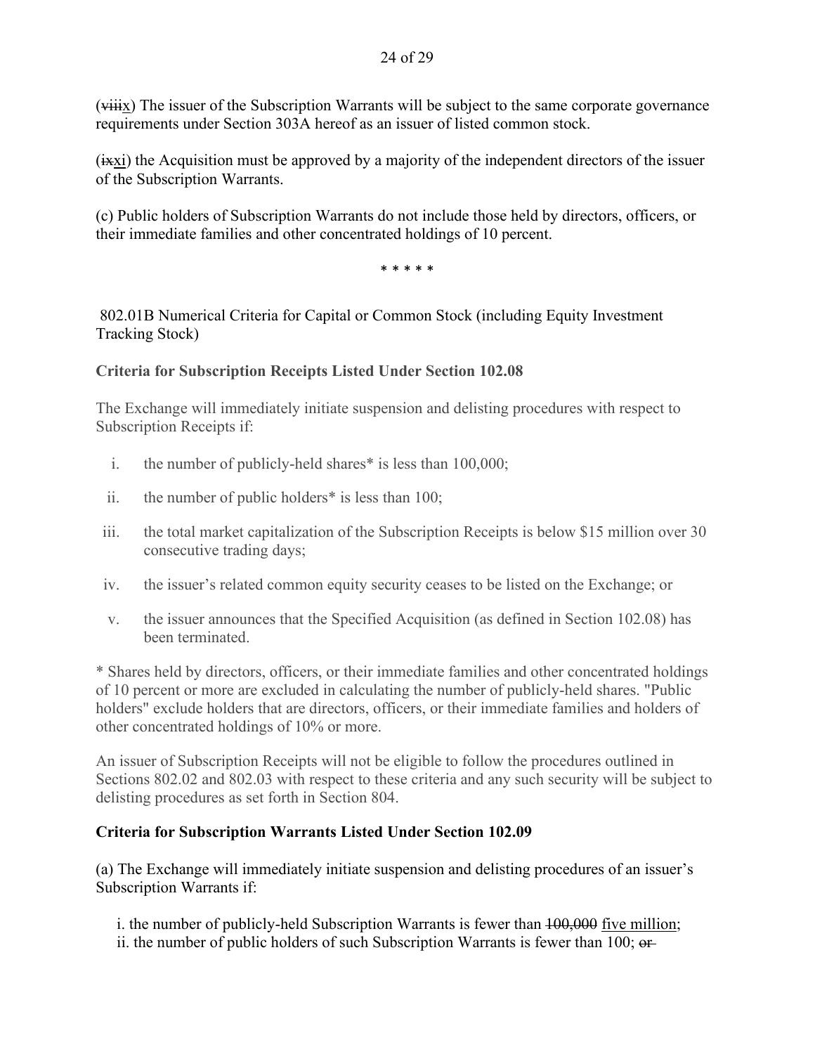(~~viii~~x) The issuer of the Subscription Warrants will be subject to the same corporate governance requirements under Section 303A hereof as an issuer of listed common stock.

(~~ix~~xi) the Acquisition must be approved by a majority of the independent directors of the issuer of the Subscription Warrants.

(c) Public holders of Subscription Warrants do not include those held by directors, officers, or their immediate families and other concentrated holdings of 10 percent.

\* \* \* \* \*

802.01B Numerical Criteria for Capital or Common Stock (including Equity Investment Tracking Stock)

**Criteria for Subscription Receipts Listed Under Section 102.08**

The Exchange will immediately initiate suspension and delisting procedures with respect to Subscription Receipts if:

i. the number of publicly-held shares* is less than 100,000;

ii. the number of public holders* is less than 100;

iii. the total market capitalization of the Subscription Receipts is below $15 million over 30 consecutive trading days;

iv. the issuer's related common equity security ceases to be listed on the Exchange; or

v. the issuer announces that the Specified Acquisition (as defined in Section 102.08) has been terminated.

\* Shares held by directors, officers, or their immediate families and other concentrated holdings of 10 percent or more are excluded in calculating the number of publicly-held shares. "Public holders" exclude holders that are directors, officers, or their immediate families and holders of other concentrated holdings of 10% or more.

An issuer of Subscription Receipts will not be eligible to follow the procedures outlined in Sections 802.02 and 802.03 with respect to these criteria and any such security will be subject to delisting procedures as set forth in Section 804.

**Criteria for Subscription Warrants Listed Under Section 102.09**

(a) The Exchange will immediately initiate suspension and delisting procedures of an issuer's Subscription Warrants if:

i. the number of publicly-held Subscription Warrants is fewer than ~~100,000~~ <u>five million</u>;
ii. the number of public holders of such Subscription Warrants is fewer than 100; ~~or~~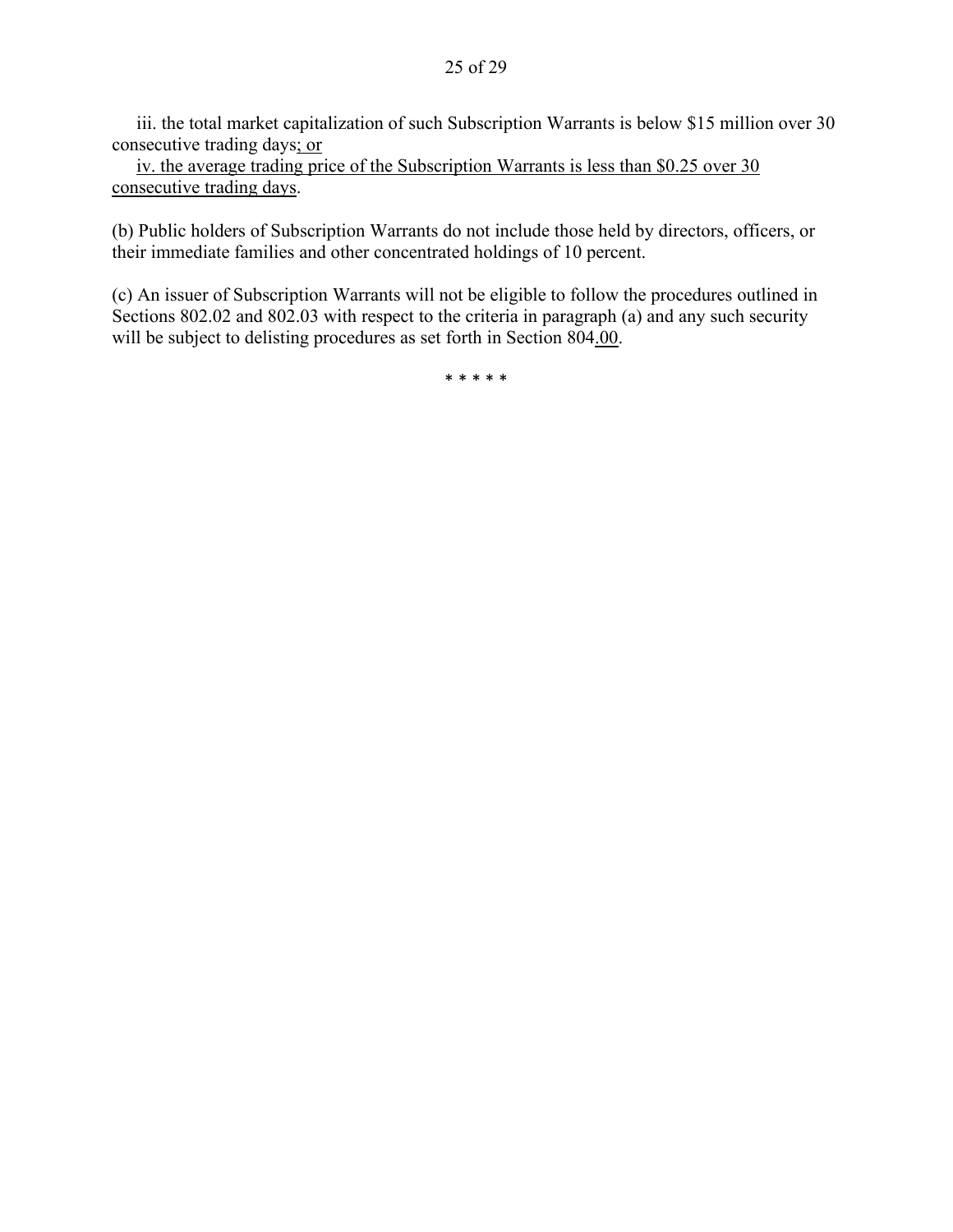iii. the total market capitalization of such Subscription Warrants is below $15 million over 30 consecutive trading days<u>; or</u>

<u>iv. the average trading price of the Subscription Warrants is less than $0.25 over 30 consecutive trading days</u>.

(b) Public holders of Subscription Warrants do not include those held by directors, officers, or their immediate families and other concentrated holdings of 10 percent.

(c) An issuer of Subscription Warrants will not be eligible to follow the procedures outlined in Sections 802.02 and 802.03 with respect to the criteria in paragraph (a) and any such security will be subject to delisting procedures as set forth in Section 804<u>.00</u>.

\* \* \* \* \*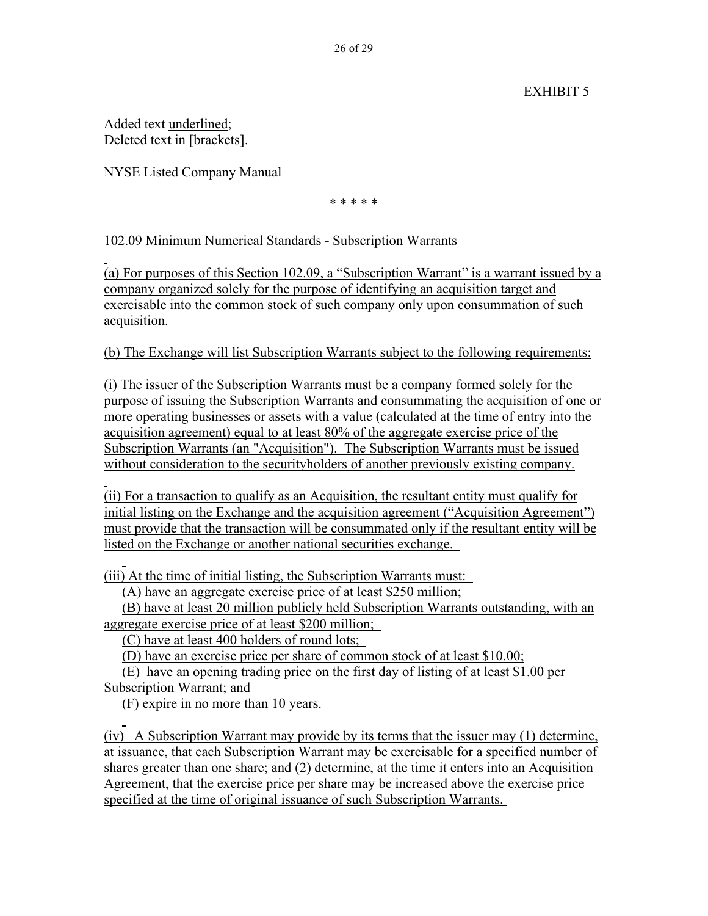EXHIBIT 5

Added text <u>underlined</u>;
Deleted text in [brackets].

NYSE Listed Company Manual

\* \* \* \* \*

<u>102.09 Minimum Numerical Standards - Subscription Warrants</u>

<u>(a) For purposes of this Section 102.09, a "Subscription Warrant" is a warrant issued by a company organized solely for the purpose of identifying an acquisition target and exercisable into the common stock of such company only upon consummation of such acquisition.</u>

<u>(b) The Exchange will list Subscription Warrants subject to the following requirements:</u>

<u>(i) The issuer of the Subscription Warrants must be a company formed solely for the purpose of issuing the Subscription Warrants and consummating the acquisition of one or more operating businesses or assets with a value (calculated at the time of entry into the acquisition agreement) equal to at least 80% of the aggregate exercise price of the Subscription Warrants (an "Acquisition"). The Subscription Warrants must be issued without consideration to the securityholders of another previously existing company.</u>

<u>(ii) For a transaction to qualify as an Acquisition, the resultant entity must qualify for initial listing on the Exchange and the acquisition agreement ("Acquisition Agreement") must provide that the transaction will be consummated only if the resultant entity will be listed on the Exchange or another national securities exchange.</u>

<u>(iii) At the time of initial listing, the Subscription Warrants must:</u>

<u>(A) have an aggregate exercise price of at least $250 million;</u>

<u>(B) have at least 20 million publicly held Subscription Warrants outstanding, with an aggregate exercise price of at least $200 million;</u>

<u>(C) have at least 400 holders of round lots;</u>

<u>(D) have an exercise price per share of common stock of at least $10.00;</u>

<u>(E) have an opening trading price on the first day of listing of at least $1.00 per Subscription Warrant; and</u>

<u>(F) expire in no more than 10 years.</u>

<u>(iv) A Subscription Warrant may provide by its terms that the issuer may (1) determine, at issuance, that each Subscription Warrant may be exercisable for a specified number of shares greater than one share; and (2) determine, at the time it enters into an Acquisition Agreement, that the exercise price per share may be increased above the exercise price specified at the time of original issuance of such Subscription Warrants.</u>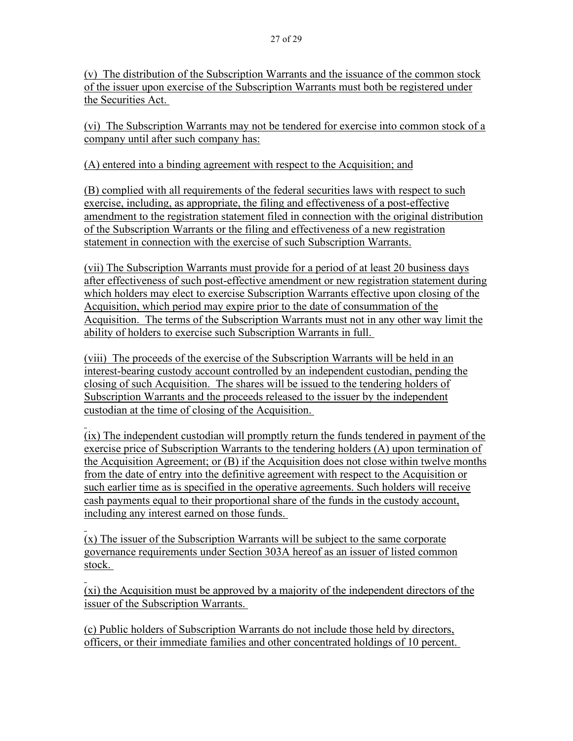(v) The distribution of the Subscription Warrants and the issuance of the common stock of the issuer upon exercise of the Subscription Warrants must both be registered under the Securities Act.

(vi) The Subscription Warrants may not be tendered for exercise into common stock of a company until after such company has:

(A) entered into a binding agreement with respect to the Acquisition; and

(B) complied with all requirements of the federal securities laws with respect to such exercise, including, as appropriate, the filing and effectiveness of a post-effective amendment to the registration statement filed in connection with the original distribution of the Subscription Warrants or the filing and effectiveness of a new registration statement in connection with the exercise of such Subscription Warrants.

(vii) The Subscription Warrants must provide for a period of at least 20 business days after effectiveness of such post-effective amendment or new registration statement during which holders may elect to exercise Subscription Warrants effective upon closing of the Acquisition, which period may expire prior to the date of consummation of the Acquisition. The terms of the Subscription Warrants must not in any other way limit the ability of holders to exercise such Subscription Warrants in full.

(viii) The proceeds of the exercise of the Subscription Warrants will be held in an interest-bearing custody account controlled by an independent custodian, pending the closing of such Acquisition. The shares will be issued to the tendering holders of Subscription Warrants and the proceeds released to the issuer by the independent custodian at the time of closing of the Acquisition.

(ix) The independent custodian will promptly return the funds tendered in payment of the exercise price of Subscription Warrants to the tendering holders (A) upon termination of the Acquisition Agreement; or (B) if the Acquisition does not close within twelve months from the date of entry into the definitive agreement with respect to the Acquisition or such earlier time as is specified in the operative agreements. Such holders will receive cash payments equal to their proportional share of the funds in the custody account, including any interest earned on those funds.

(x) The issuer of the Subscription Warrants will be subject to the same corporate governance requirements under Section 303A hereof as an issuer of listed common stock.

(xi) the Acquisition must be approved by a majority of the independent directors of the issuer of the Subscription Warrants.

(c) Public holders of Subscription Warrants do not include those held by directors, officers, or their immediate families and other concentrated holdings of 10 percent.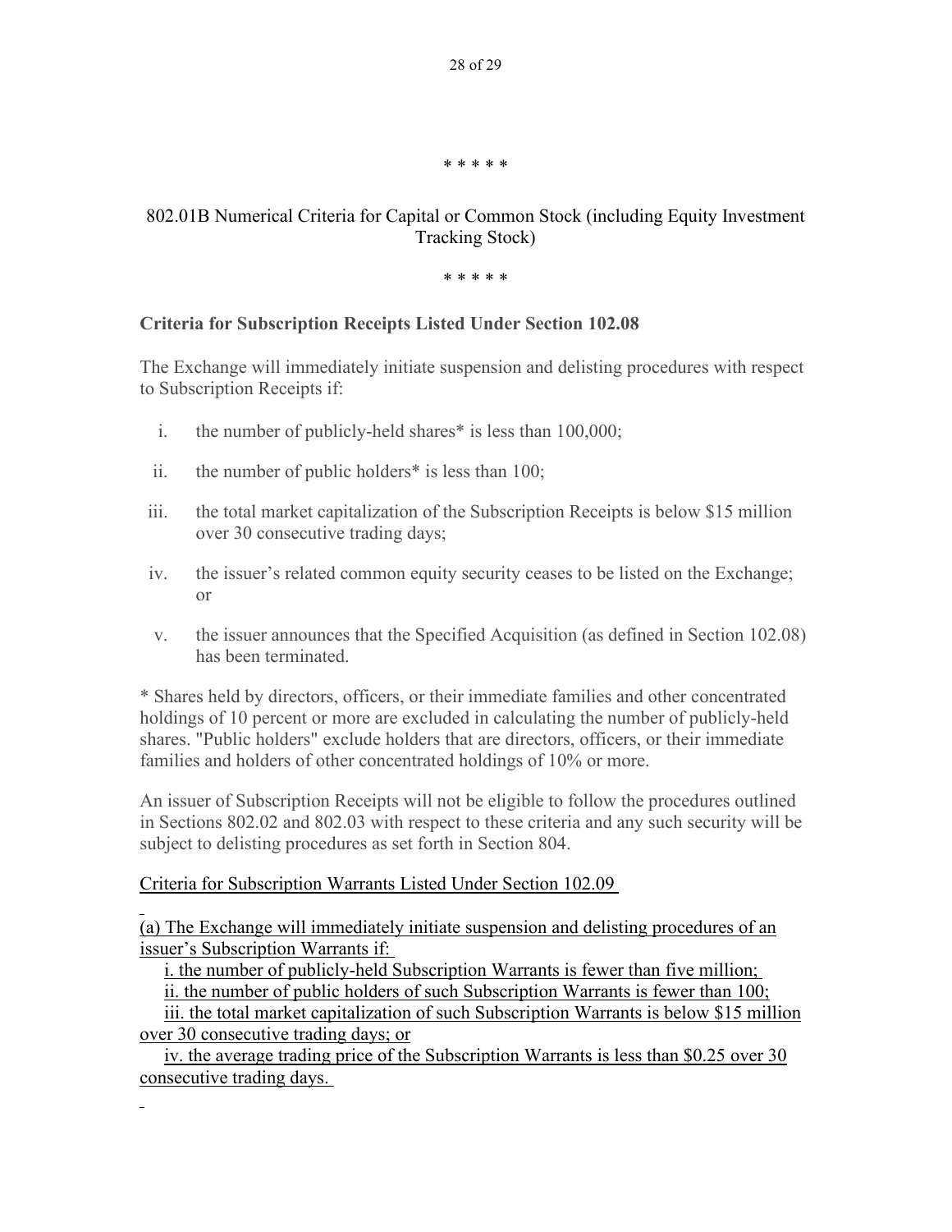\* \* \* \* \*

802.01B Numerical Criteria for Capital or Common Stock (including Equity Investment Tracking Stock)

\* \* \* \* \*

**Criteria for Subscription Receipts Listed Under Section 102.08**

The Exchange will immediately initiate suspension and delisting procedures with respect to Subscription Receipts if:

i. the number of publicly-held shares* is less than 100,000;

ii. the number of public holders* is less than 100;

iii. the total market capitalization of the Subscription Receipts is below $15 million over 30 consecutive trading days;

iv. the issuer's related common equity security ceases to be listed on the Exchange; or

v. the issuer announces that the Specified Acquisition (as defined in Section 102.08) has been terminated.

\* Shares held by directors, officers, or their immediate families and other concentrated holdings of 10 percent or more are excluded in calculating the number of publicly-held shares. "Public holders" exclude holders that are directors, officers, or their immediate families and holders of other concentrated holdings of 10% or more.

An issuer of Subscription Receipts will not be eligible to follow the procedures outlined in Sections 802.02 and 802.03 with respect to these criteria and any such security will be subject to delisting procedures as set forth in Section 804.

<u>Criteria for Subscription Warrants Listed Under Section 102.09</u>

<u>(a) The Exchange will immediately initiate suspension and delisting procedures of an issuer's Subscription Warrants if:</u>

<u>i. the number of publicly-held Subscription Warrants is fewer than five million;</u>

<u>ii. the number of public holders of such Subscription Warrants is fewer than 100;</u>

<u>iii. the total market capitalization of such Subscription Warrants is below $15 million over 30 consecutive trading days; or</u>

<u>iv. the average trading price of the Subscription Warrants is less than $0.25 over 30 consecutive trading days.</u>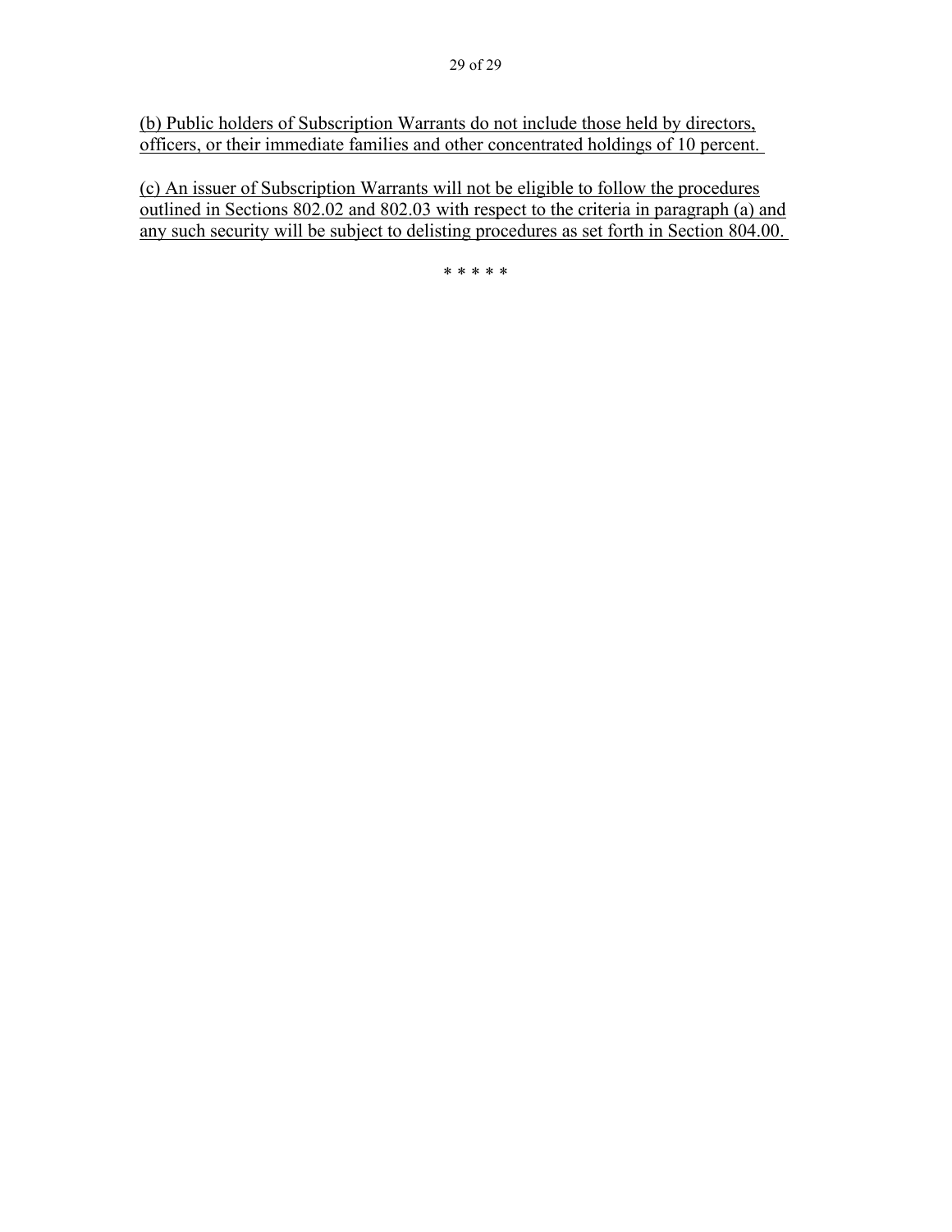(b) Public holders of Subscription Warrants do not include those held by directors, officers, or their immediate families and other concentrated holdings of 10 percent.

(c) An issuer of Subscription Warrants will not be eligible to follow the procedures outlined in Sections 802.02 and 802.03 with respect to the criteria in paragraph (a) and any such security will be subject to delisting procedures as set forth in Section 804.00.

* * * * *